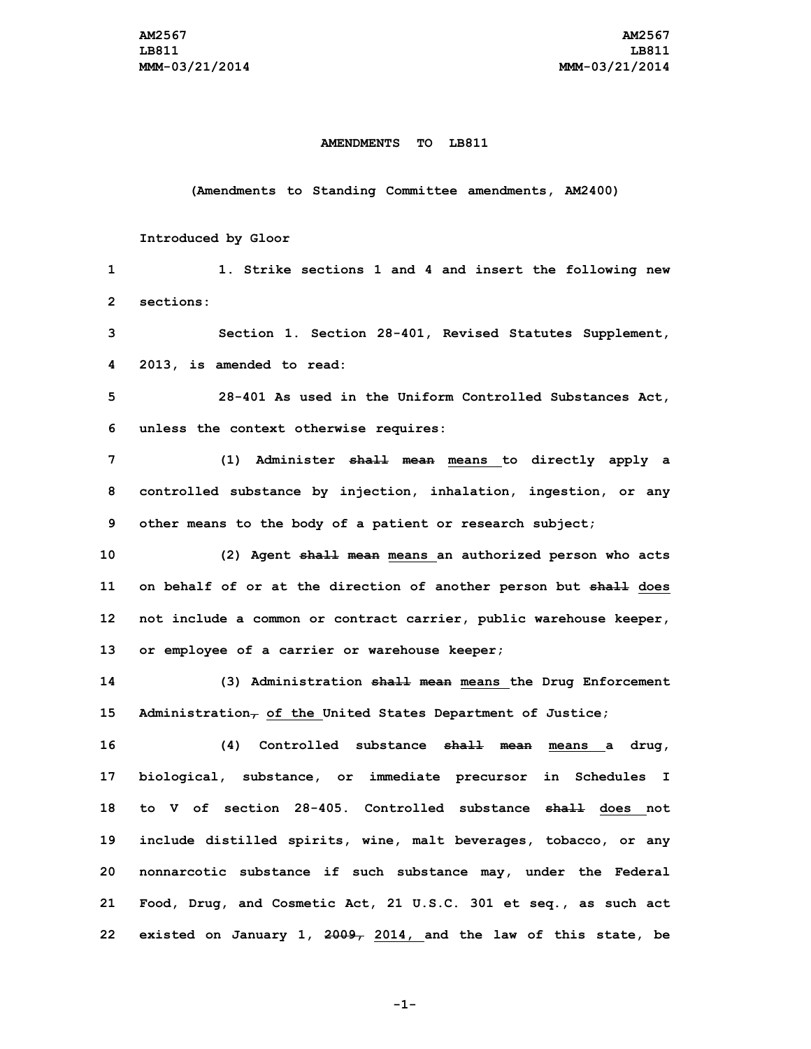**AMENDMENTS TO LB811**

**(Amendments to Standing Committee amendments, AM2400)**

**Introduced by Gloor**

1. Strike sections 1 and 4 and insert the following new sections:

Section 1. Section 28-401, Revised Statutes Supplement, 2013, is amended to read:

28-401 As used in the Uniform Controlled Substances Act, unless the context otherwise requires:

(1) Administer ~~shall~~ ~~mean~~ <u>means</u> to directly apply a controlled substance by injection, inhalation, ingestion, or any other means to the body of a patient or research subject;

(2) Agent ~~shall~~ ~~mean~~ <u>means</u> an authorized person who acts on behalf of or at the direction of another person but ~~shall~~ <u>does</u> not include a common or contract carrier, public warehouse keeper, or employee of a carrier or warehouse keeper;

(3) Administration ~~shall~~ ~~mean~~ <u>means</u> the Drug Enforcement Administration~~,~~ <u>of the</u> United States Department of Justice;

(4) Controlled substance ~~shall~~ ~~mean~~ <u>means</u> a drug, biological, substance, or immediate precursor in Schedules I to V of section 28-405. Controlled substance ~~shall~~ <u>does</u> not include distilled spirits, wine, malt beverages, tobacco, or any nonnarcotic substance if such substance may, under the Federal Food, Drug, and Cosmetic Act, 21 U.S.C. 301 et seq., as such act existed on January 1, ~~2009,~~ <u>2014,</u> and the law of this state, be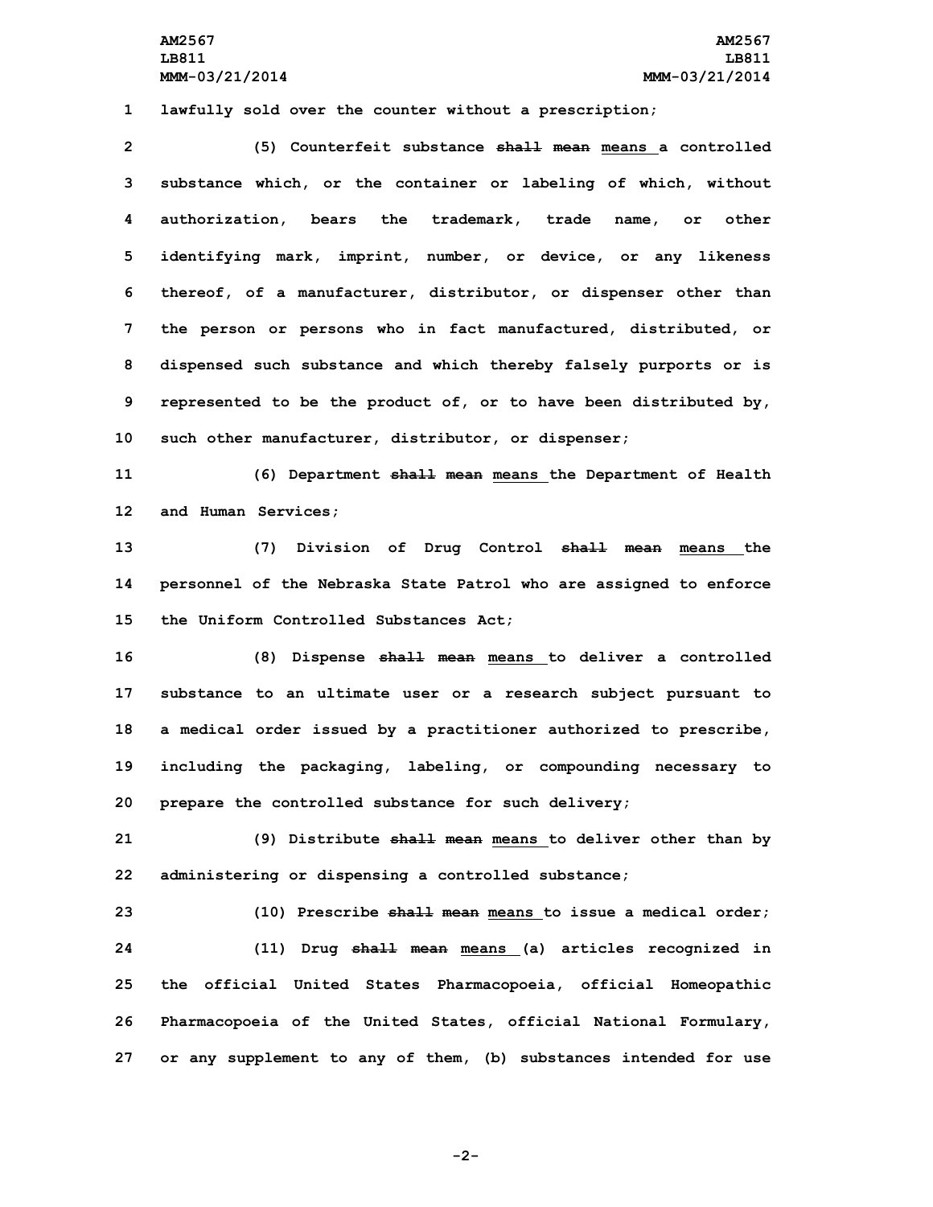lawfully sold over the counter without a prescription;

(5) Counterfeit substance ~~shall mean~~ means a controlled substance which, or the container or labeling of which, without authorization, bears the trademark, trade name, or other identifying mark, imprint, number, or device, or any likeness thereof, of a manufacturer, distributor, or dispenser other than the person or persons who in fact manufactured, distributed, or dispensed such substance and which thereby falsely purports or is represented to be the product of, or to have been distributed by, such other manufacturer, distributor, or dispenser;

(6) Department ~~shall mean~~ means the Department of Health and Human Services;

(7) Division of Drug Control ~~shall mean~~ means the personnel of the Nebraska State Patrol who are assigned to enforce the Uniform Controlled Substances Act;

(8) Dispense ~~shall mean~~ means to deliver a controlled substance to an ultimate user or a research subject pursuant to a medical order issued by a practitioner authorized to prescribe, including the packaging, labeling, or compounding necessary to prepare the controlled substance for such delivery;

(9) Distribute ~~shall mean~~ means to deliver other than by administering or dispensing a controlled substance;

(10) Prescribe ~~shall mean~~ means to issue a medical order;

(11) Drug ~~shall mean~~ means (a) articles recognized in the official United States Pharmacopoeia, official Homeopathic Pharmacopoeia of the United States, official National Formulary, or any supplement to any of them, (b) substances intended for use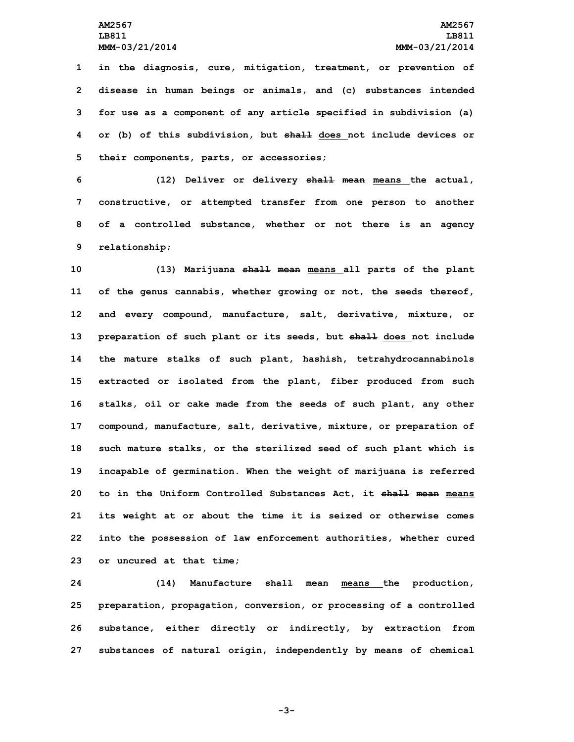in the diagnosis, cure, mitigation, treatment, or prevention of disease in human beings or animals, and (c) substances intended for use as a component of any article specified in subdivision (a) or (b) of this subdivision, but ~~shall~~ does not include devices or their components, parts, or accessories;

(12) Deliver or delivery ~~shall mean~~ means the actual, constructive, or attempted transfer from one person to another of a controlled substance, whether or not there is an agency relationship;

(13) Marijuana ~~shall mean~~ means all parts of the plant of the genus cannabis, whether growing or not, the seeds thereof, and every compound, manufacture, salt, derivative, mixture, or preparation of such plant or its seeds, but ~~shall~~ does not include the mature stalks of such plant, hashish, tetrahydrocannabinols extracted or isolated from the plant, fiber produced from such stalks, oil or cake made from the seeds of such plant, any other compound, manufacture, salt, derivative, mixture, or preparation of such mature stalks, or the sterilized seed of such plant which is incapable of germination. When the weight of marijuana is referred to in the Uniform Controlled Substances Act, it ~~shall mean~~ means its weight at or about the time it is seized or otherwise comes into the possession of law enforcement authorities, whether cured or uncured at that time;

(14) Manufacture ~~shall mean~~ means the production, preparation, propagation, conversion, or processing of a controlled substance, either directly or indirectly, by extraction from substances of natural origin, independently by means of chemical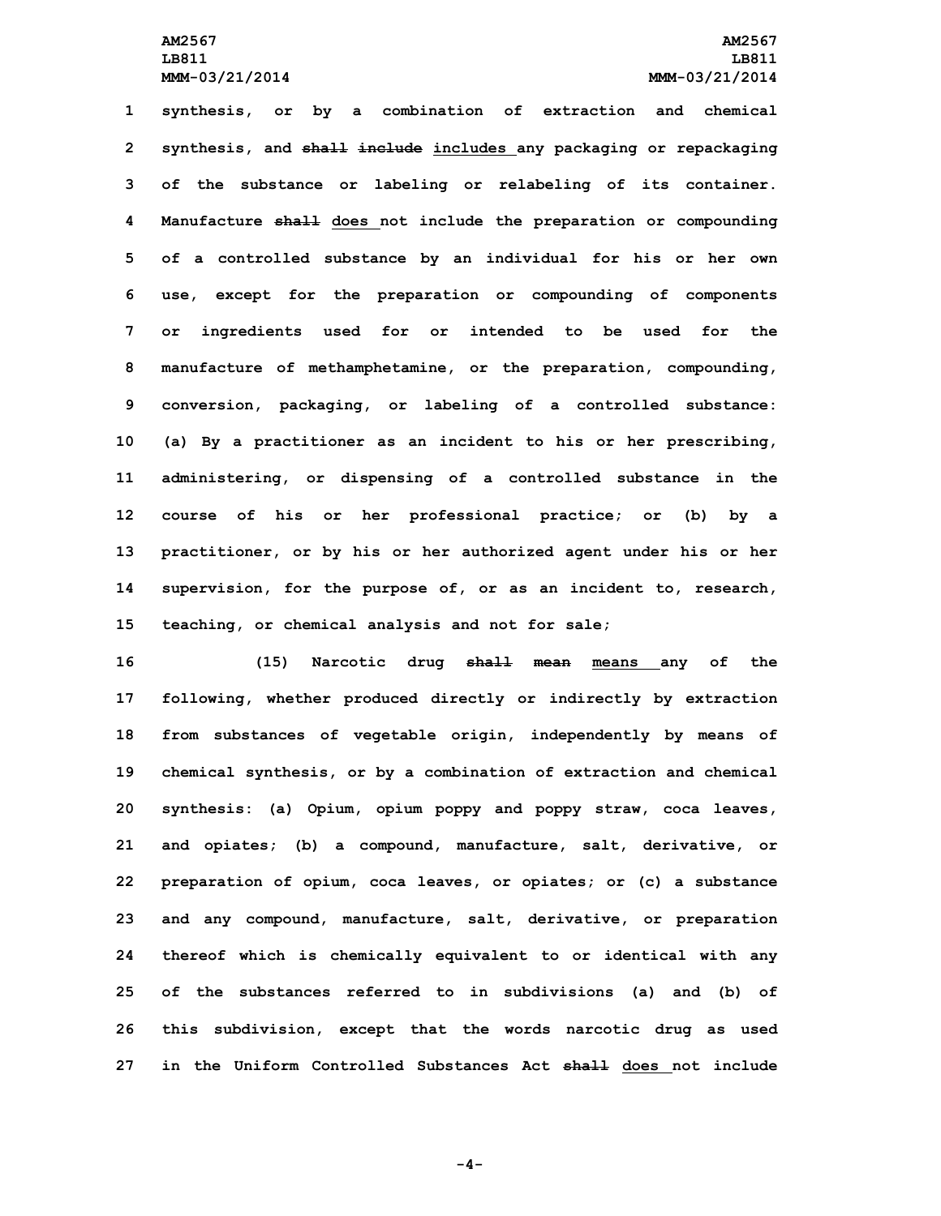synthesis, or by a combination of extraction and chemical synthesis, and ~~shall include~~ includes any packaging or repackaging of the substance or labeling or relabeling of its container. Manufacture ~~shall~~ does not include the preparation or compounding of a controlled substance by an individual for his or her own use, except for the preparation or compounding of components or ingredients used for or intended to be used for the manufacture of methamphetamine, or the preparation, compounding, conversion, packaging, or labeling of a controlled substance: (a) By a practitioner as an incident to his or her prescribing, administering, or dispensing of a controlled substance in the course of his or her professional practice; or (b) by a practitioner, or by his or her authorized agent under his or her supervision, for the purpose of, or as an incident to, research, teaching, or chemical analysis and not for sale;

(15) Narcotic drug ~~shall mean~~ means any of the following, whether produced directly or indirectly by extraction from substances of vegetable origin, independently by means of chemical synthesis, or by a combination of extraction and chemical synthesis: (a) Opium, opium poppy and poppy straw, coca leaves, and opiates; (b) a compound, manufacture, salt, derivative, or preparation of opium, coca leaves, or opiates; or (c) a substance and any compound, manufacture, salt, derivative, or preparation thereof which is chemically equivalent to or identical with any of the substances referred to in subdivisions (a) and (b) of this subdivision, except that the words narcotic drug as used in the Uniform Controlled Substances Act ~~shall~~ does not include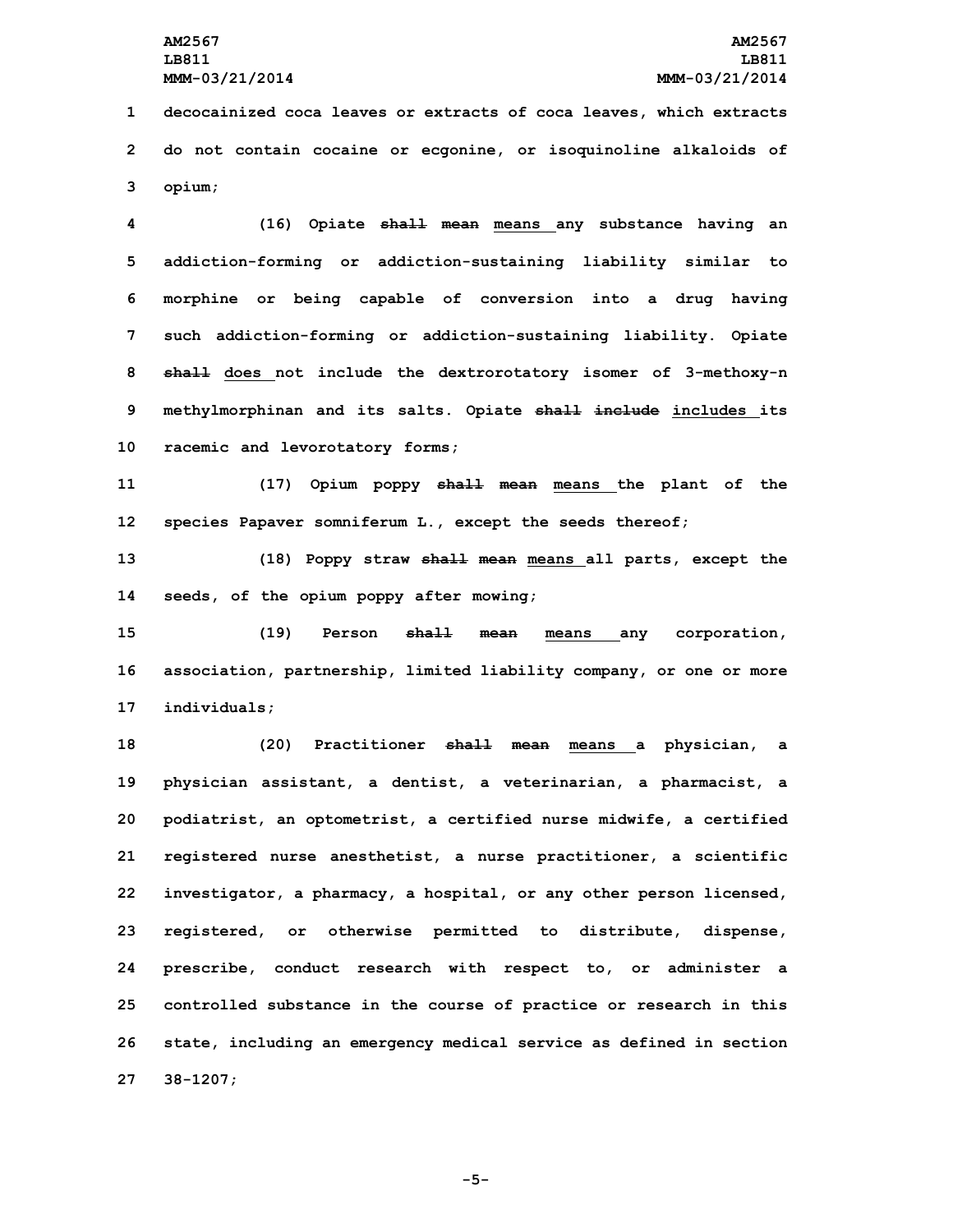decocainized coca leaves or extracts of coca leaves, which extracts do not contain cocaine or ecgonine, or isoquinoline alkaloids of opium;

(16) Opiate ~~shall mean~~ means any substance having an addiction-forming or addiction-sustaining liability similar to morphine or being capable of conversion into a drug having such addiction-forming or addiction-sustaining liability. Opiate ~~shall~~ does not include the dextrorotatory isomer of 3-methoxy-n methylmorphinan and its salts. Opiate ~~shall include~~ includes its racemic and levorotatory forms;

(17) Opium poppy ~~shall mean~~ means the plant of the species Papaver somniferum L., except the seeds thereof;

(18) Poppy straw ~~shall mean~~ means all parts, except the seeds, of the opium poppy after mowing;

(19) Person ~~shall mean~~ means any corporation, association, partnership, limited liability company, or one or more individuals;

(20) Practitioner ~~shall mean~~ means a physician, a physician assistant, a dentist, a veterinarian, a pharmacist, a podiatrist, an optometrist, a certified nurse midwife, a certified registered nurse anesthetist, a nurse practitioner, a scientific investigator, a pharmacy, a hospital, or any other person licensed, registered, or otherwise permitted to distribute, dispense, prescribe, conduct research with respect to, or administer a controlled substance in the course of practice or research in this state, including an emergency medical service as defined in section 38-1207;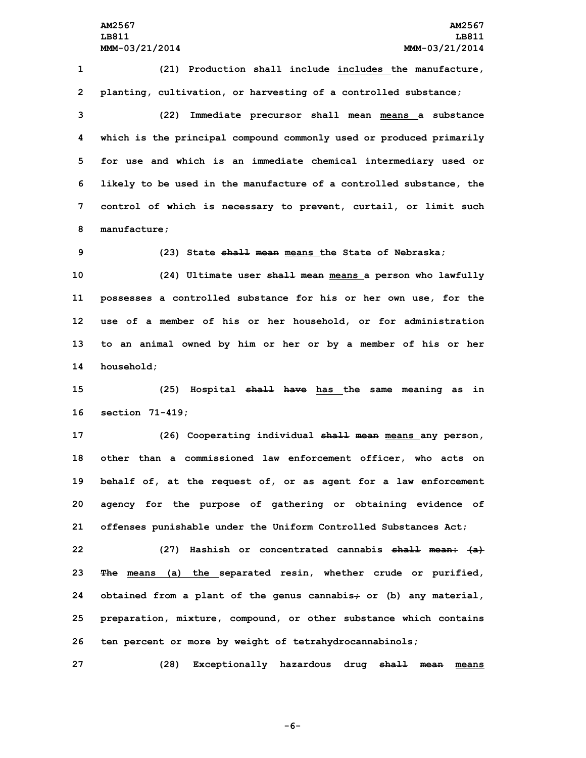(21) Production ~~shall include~~ includes the manufacture, planting, cultivation, or harvesting of a controlled substance;

(22) Immediate precursor ~~shall mean~~ means a substance which is the principal compound commonly used or produced primarily for use and which is an immediate chemical intermediary used or likely to be used in the manufacture of a controlled substance, the control of which is necessary to prevent, curtail, or limit such manufacture;

(23) State ~~shall mean~~ means the State of Nebraska;

(24) Ultimate user ~~shall mean~~ means a person who lawfully possesses a controlled substance for his or her own use, for the use of a member of his or her household, or for administration to an animal owned by him or her or by a member of his or her household;

(25) Hospital ~~shall have~~ has the same meaning as in section 71-419;

(26) Cooperating individual ~~shall mean~~ means any person, other than a commissioned law enforcement officer, who acts on behalf of, at the request of, or as agent for a law enforcement agency for the purpose of gathering or obtaining evidence of offenses punishable under the Uniform Controlled Substances Act;

(27) Hashish or concentrated cannabis ~~shall mean: (a) The~~ means (a) the separated resin, whether crude or purified, obtained from a plant of the genus cannabis~~;~~ or (b) any material, preparation, mixture, compound, or other substance which contains ten percent or more by weight of tetrahydrocannabinols;

(28) Exceptionally hazardous drug ~~shall mean~~ means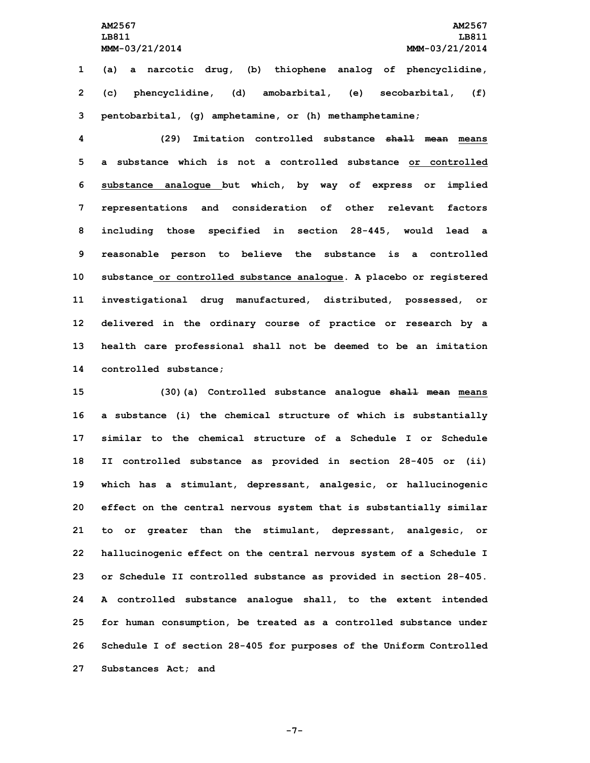(a) a narcotic drug, (b) thiophene analog of phencyclidine, (c) phencyclidine, (d) amobarbital, (e) secobarbital, (f) pentobarbital, (g) amphetamine, or (h) methamphetamine;

(29) Imitation controlled substance ~~shall mean~~ means a substance which is not a controlled substance or controlled substance analogue but which, by way of express or implied representations and consideration of other relevant factors including those specified in section 28-445, would lead a reasonable person to believe the substance is a controlled substance or controlled substance analogue. A placebo or registered investigational drug manufactured, distributed, possessed, or delivered in the ordinary course of practice or research by a health care professional shall not be deemed to be an imitation controlled substance;

(30)(a) Controlled substance analogue ~~shall mean~~ means a substance (i) the chemical structure of which is substantially similar to the chemical structure of a Schedule I or Schedule II controlled substance as provided in section 28-405 or (ii) which has a stimulant, depressant, analgesic, or hallucinogenic effect on the central nervous system that is substantially similar to or greater than the stimulant, depressant, analgesic, or hallucinogenic effect on the central nervous system of a Schedule I or Schedule II controlled substance as provided in section 28-405. A controlled substance analogue shall, to the extent intended for human consumption, be treated as a controlled substance under Schedule I of section 28-405 for purposes of the Uniform Controlled Substances Act; and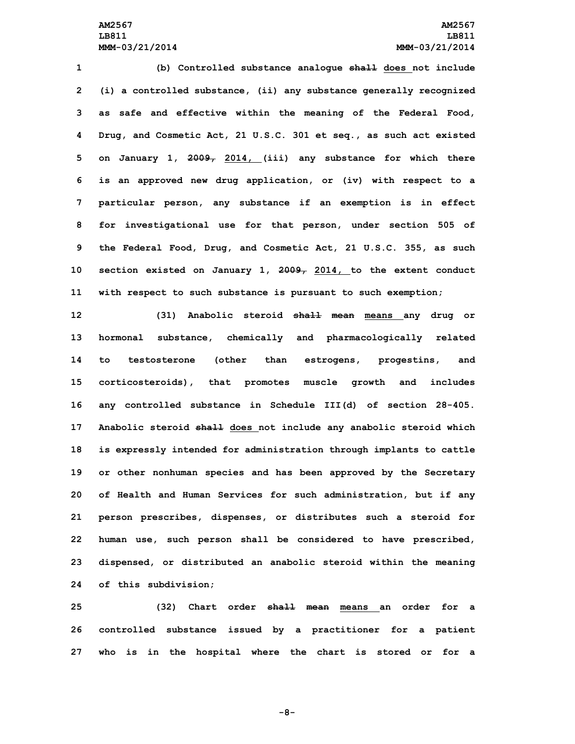(b) Controlled substance analogue ~~shall~~ does not include (i) a controlled substance, (ii) any substance generally recognized as safe and effective within the meaning of the Federal Food, Drug, and Cosmetic Act, 21 U.S.C. 301 et seq., as such act existed on January 1, ~~2009,~~ 2014, (iii) any substance for which there is an approved new drug application, or (iv) with respect to a particular person, any substance if an exemption is in effect for investigational use for that person, under section 505 of the Federal Food, Drug, and Cosmetic Act, 21 U.S.C. 355, as such section existed on January 1, ~~2009,~~ 2014, to the extent conduct with respect to such substance is pursuant to such exemption;

(31) Anabolic steroid ~~shall mean~~ means any drug or hormonal substance, chemically and pharmacologically related to testosterone (other than estrogens, progestins, and corticosteroids), that promotes muscle growth and includes any controlled substance in Schedule III(d) of section 28-405. Anabolic steroid ~~shall~~ does not include any anabolic steroid which is expressly intended for administration through implants to cattle or other nonhuman species and has been approved by the Secretary of Health and Human Services for such administration, but if any person prescribes, dispenses, or distributes such a steroid for human use, such person shall be considered to have prescribed, dispensed, or distributed an anabolic steroid within the meaning of this subdivision;

(32) Chart order ~~shall mean~~ means an order for a controlled substance issued by a practitioner for a patient who is in the hospital where the chart is stored or for a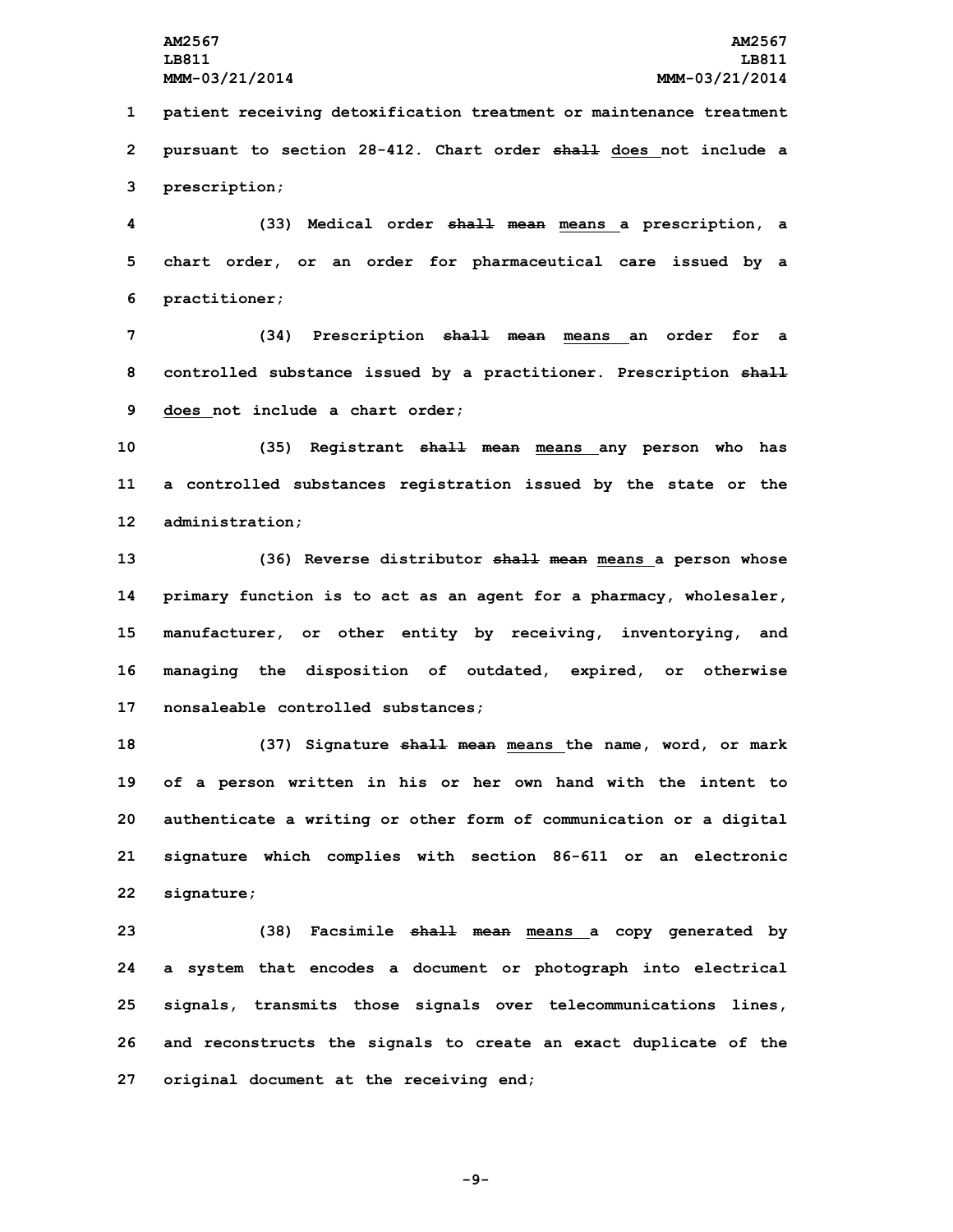patient receiving detoxification treatment or maintenance treatment pursuant to section 28-412. Chart order ~~shall~~ does not include a prescription;

(33) Medical order ~~shall mean~~ means a prescription, a chart order, or an order for pharmaceutical care issued by a practitioner;

(34) Prescription ~~shall mean~~ means an order for a controlled substance issued by a practitioner. Prescription ~~shall~~ does not include a chart order;

(35) Registrant ~~shall mean~~ means any person who has a controlled substances registration issued by the state or the administration;

(36) Reverse distributor ~~shall mean~~ means a person whose primary function is to act as an agent for a pharmacy, wholesaler, manufacturer, or other entity by receiving, inventorying, and managing the disposition of outdated, expired, or otherwise nonsaleable controlled substances;

(37) Signature ~~shall mean~~ means the name, word, or mark of a person written in his or her own hand with the intent to authenticate a writing or other form of communication or a digital signature which complies with section 86-611 or an electronic signature;

(38) Facsimile ~~shall mean~~ means a copy generated by a system that encodes a document or photograph into electrical signals, transmits those signals over telecommunications lines, and reconstructs the signals to create an exact duplicate of the original document at the receiving end;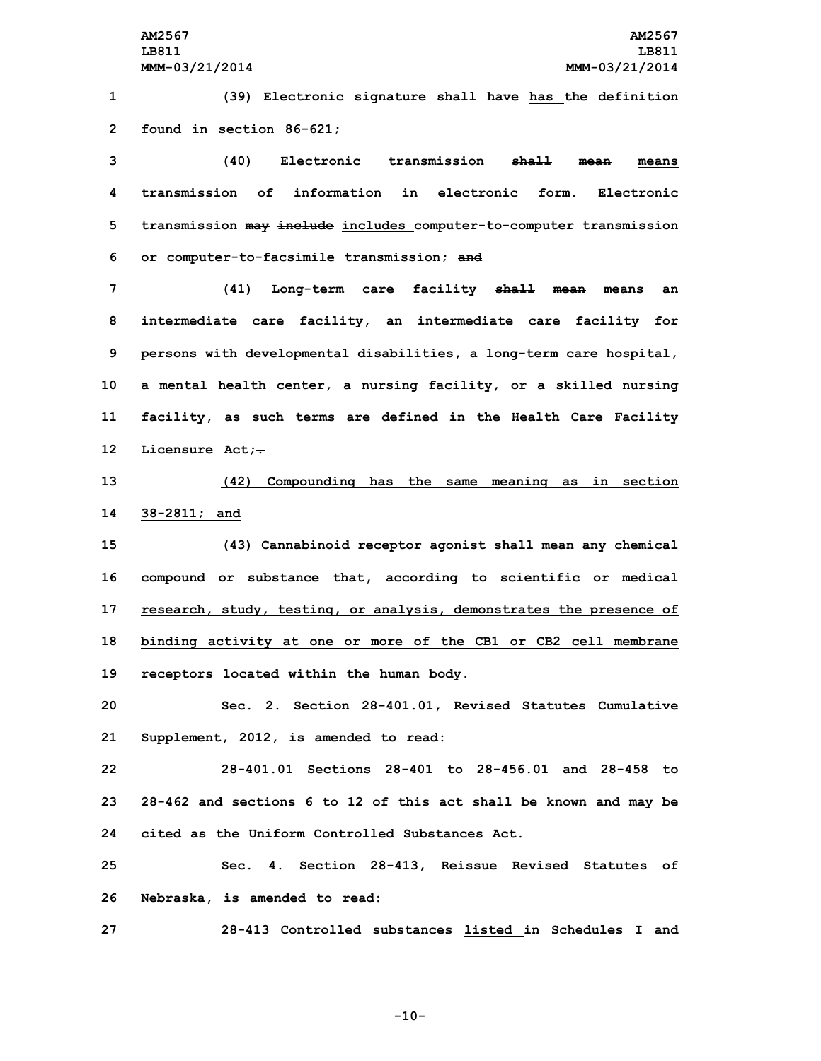(39) Electronic signature ~~shall have~~ has the definition found in section 86-621;

(40) Electronic transmission ~~shall mean~~ means transmission of information in electronic form. Electronic transmission ~~may include~~ includes computer-to-computer transmission or computer-to-facsimile transmission; ~~and~~

(41) Long-term care facility ~~shall mean~~ means an intermediate care facility, an intermediate care facility for persons with developmental disabilities, a long-term care hospital, a mental health center, a nursing facility, or a skilled nursing facility, as such terms are defined in the Health Care Facility Licensure Act;~~.~~

(42) Compounding has the same meaning as in section 38-2811; and

(43) Cannabinoid receptor agonist shall mean any chemical compound or substance that, according to scientific or medical research, study, testing, or analysis, demonstrates the presence of binding activity at one or more of the CB1 or CB2 cell membrane receptors located within the human body.

Sec. 2. Section 28-401.01, Revised Statutes Cumulative Supplement, 2012, is amended to read:

28-401.01 Sections 28-401 to 28-456.01 and 28-458 to 28-462 and sections 6 to 12 of this act shall be known and may be cited as the Uniform Controlled Substances Act.

Sec. 4. Section 28-413, Reissue Revised Statutes of Nebraska, is amended to read:

28-413 Controlled substances listed in Schedules I and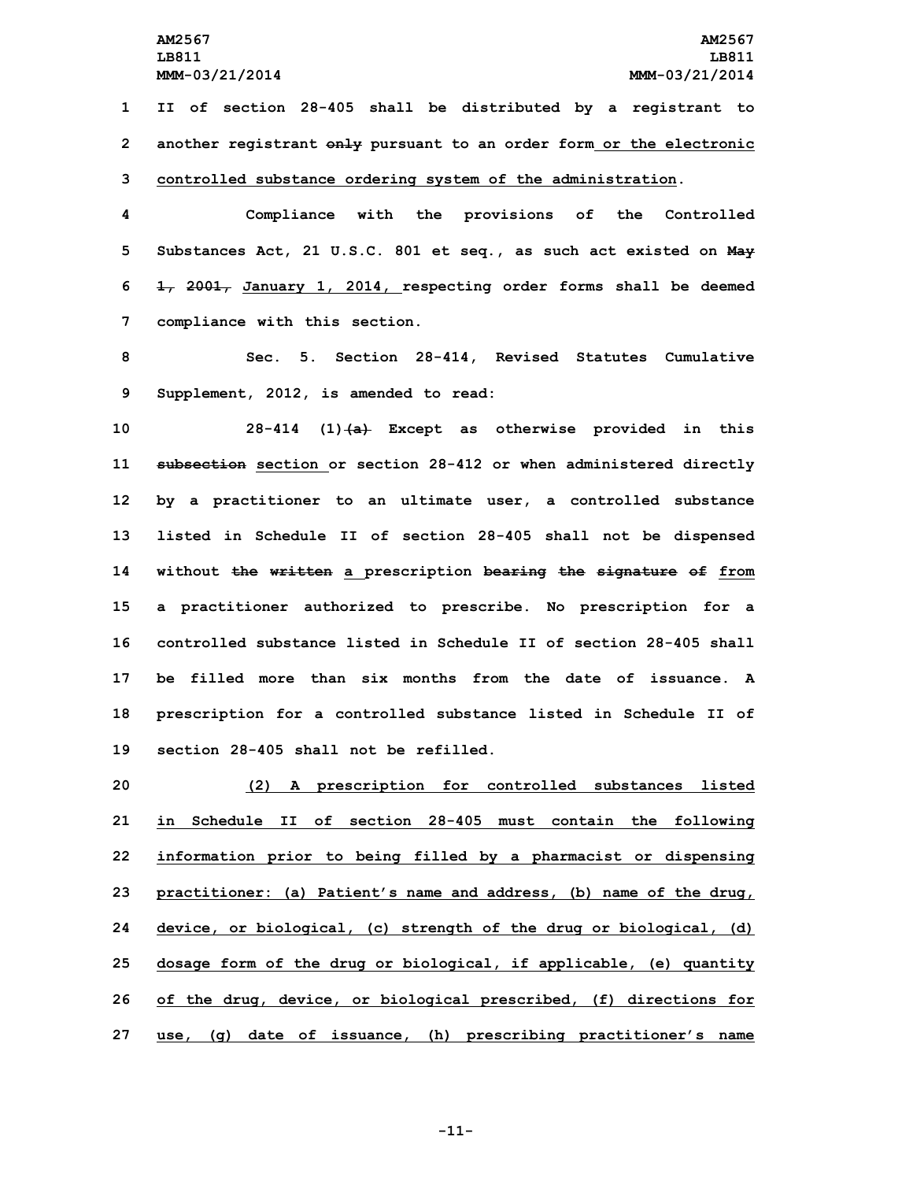II of section 28-405 shall be distributed by a registrant to another registrant ~~only~~ pursuant to an order form or the electronic controlled substance ordering system of the administration.

Compliance with the provisions of the Controlled Substances Act, 21 U.S.C. 801 et seq., as such act existed on ~~May 1, 2001,~~ January 1, 2014, respecting order forms shall be deemed compliance with this section.

Sec. 5. Section 28-414, Revised Statutes Cumulative Supplement, 2012, is amended to read:

28-414 (1)~~(a)~~ Except as otherwise provided in this ~~subsection~~ section or section 28-412 or when administered directly by a practitioner to an ultimate user, a controlled substance listed in Schedule II of section 28-405 shall not be dispensed without ~~the written~~ a prescription ~~bearing the signature of~~ from a practitioner authorized to prescribe. No prescription for a controlled substance listed in Schedule II of section 28-405 shall be filled more than six months from the date of issuance. A prescription for a controlled substance listed in Schedule II of section 28-405 shall not be refilled.

(2) A prescription for controlled substances listed in Schedule II of section 28-405 must contain the following information prior to being filled by a pharmacist or dispensing practitioner: (a) Patient's name and address, (b) name of the drug, device, or biological, (c) strength of the drug or biological, (d) dosage form of the drug or biological, if applicable, (e) quantity of the drug, device, or biological prescribed, (f) directions for use, (g) date of issuance, (h) prescribing practitioner's name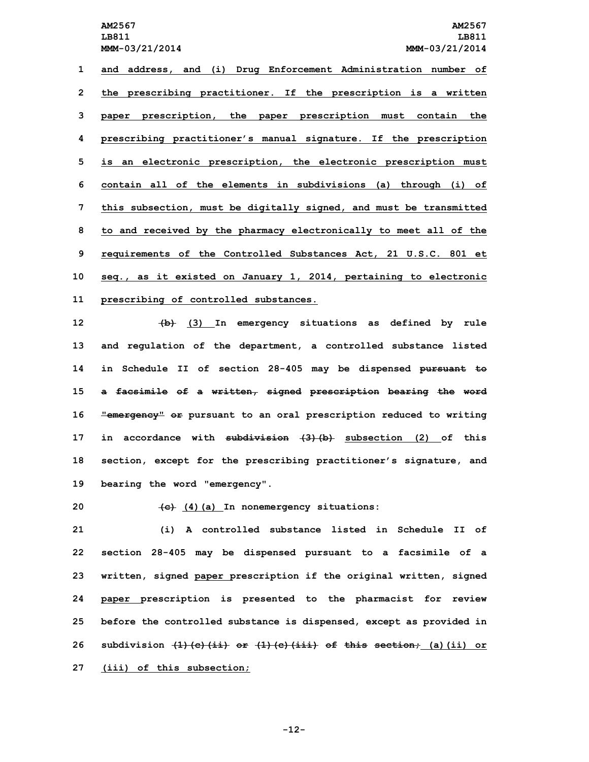and address, and (i) Drug Enforcement Administration number of the prescribing practitioner. If the prescription is a written paper prescription, the paper prescription must contain the prescribing practitioner's manual signature. If the prescription is an electronic prescription, the electronic prescription must contain all of the elements in subdivisions (a) through (i) of this subsection, must be digitally signed, and must be transmitted to and received by the pharmacy electronically to meet all of the requirements of the Controlled Substances Act, 21 U.S.C. 801 et seq., as it existed on January 1, 2014, pertaining to electronic prescribing of controlled substances.

~~(b)~~ (3) In emergency situations as defined by rule and regulation of the department, a controlled substance listed in Schedule II of section 28-405 may be dispensed ~~pursuant to a facsimile of a written, signed prescription bearing the word "emergency" or~~ pursuant to an oral prescription reduced to writing in accordance with ~~subdivision (3)(b)~~ subsection (2) of this section, except for the prescribing practitioner's signature, and bearing the word "emergency".

~~(c)~~ (4)(a) In nonemergency situations:

(i) A controlled substance listed in Schedule II of section 28-405 may be dispensed pursuant to a facsimile of a written, signed paper prescription if the original written, signed paper prescription is presented to the pharmacist for review before the controlled substance is dispensed, except as provided in subdivision ~~(1)(c)(ii) or (1)(c)(iii) of this section;~~ (a)(ii) or (iii) of this subsection;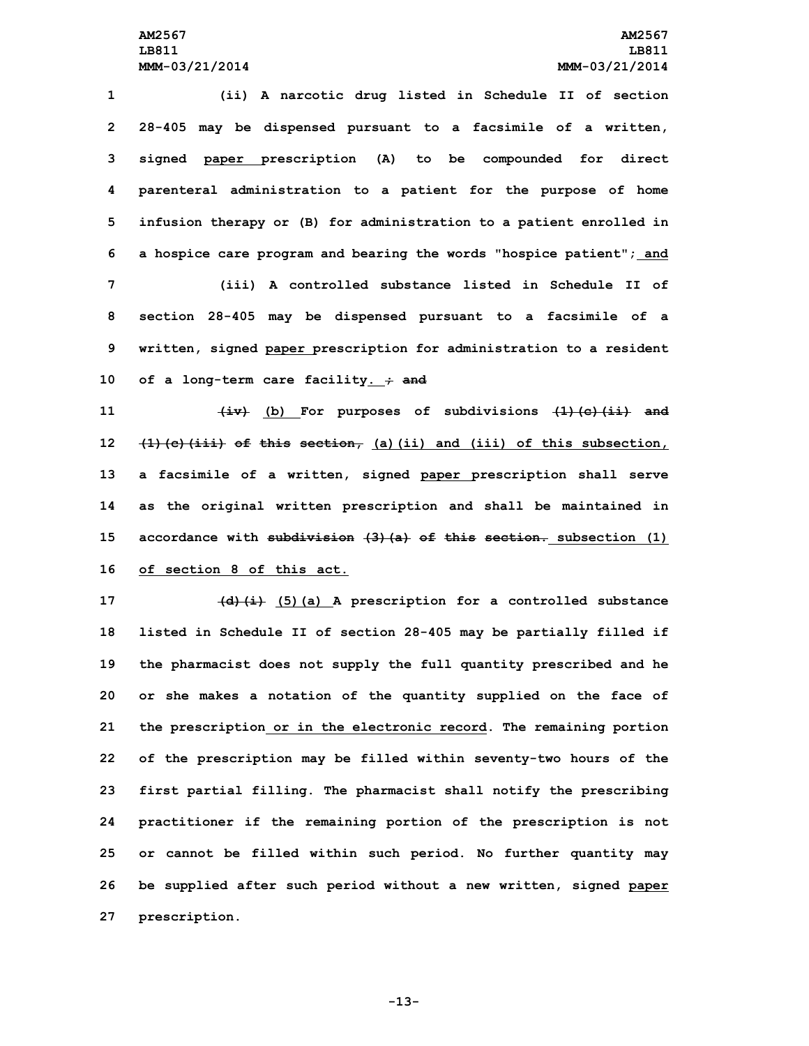(ii) A narcotic drug listed in Schedule II of section 28-405 may be dispensed pursuant to a facsimile of a written, signed paper prescription (A) to be compounded for direct parenteral administration to a patient for the purpose of home infusion therapy or (B) for administration to a patient enrolled in a hospice care program and bearing the words "hospice patient"; and

(iii) A controlled substance listed in Schedule II of section 28-405 may be dispensed pursuant to a facsimile of a written, signed paper prescription for administration to a resident of a long-term care facility. ; and

(iv) (b) For purposes of subdivisions (1)(c)(ii) and (1)(c)(iii) of this section, (a)(ii) and (iii) of this subsection, a facsimile of a written, signed paper prescription shall serve as the original written prescription and shall be maintained in accordance with subdivision (3)(a) of this section. subsection (1) of section 8 of this act.

(d)(i) (5)(a) A prescription for a controlled substance listed in Schedule II of section 28-405 may be partially filled if the pharmacist does not supply the full quantity prescribed and he or she makes a notation of the quantity supplied on the face of the prescription or in the electronic record. The remaining portion of the prescription may be filled within seventy-two hours of the first partial filling. The pharmacist shall notify the prescribing practitioner if the remaining portion of the prescription is not or cannot be filled within such period. No further quantity may be supplied after such period without a new written, signed paper prescription.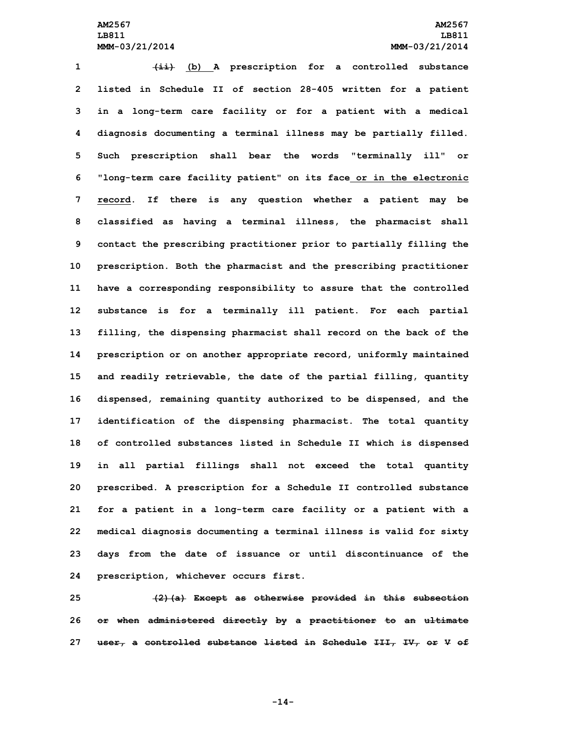~~(ii)~~ (b) A prescription for a controlled substance listed in Schedule II of section 28-405 written for a patient in a long-term care facility or for a patient with a medical diagnosis documenting a terminal illness may be partially filled. Such prescription shall bear the words "terminally ill" or "long-term care facility patient" on its face or in the electronic record. If there is any question whether a patient may be classified as having a terminal illness, the pharmacist shall contact the prescribing practitioner prior to partially filling the prescription. Both the pharmacist and the prescribing practitioner have a corresponding responsibility to assure that the controlled substance is for a terminally ill patient. For each partial filling, the dispensing pharmacist shall record on the back of the prescription or on another appropriate record, uniformly maintained and readily retrievable, the date of the partial filling, quantity dispensed, remaining quantity authorized to be dispensed, and the identification of the dispensing pharmacist. The total quantity of controlled substances listed in Schedule II which is dispensed in all partial fillings shall not exceed the total quantity prescribed. A prescription for a Schedule II controlled substance for a patient in a long-term care facility or a patient with a medical diagnosis documenting a terminal illness is valid for sixty days from the date of issuance or until discontinuance of the prescription, whichever occurs first.

~~(2)(a) Except as otherwise provided in this subsection or when administered directly by a practitioner to an ultimate user, a controlled substance listed in Schedule III, IV, or V of~~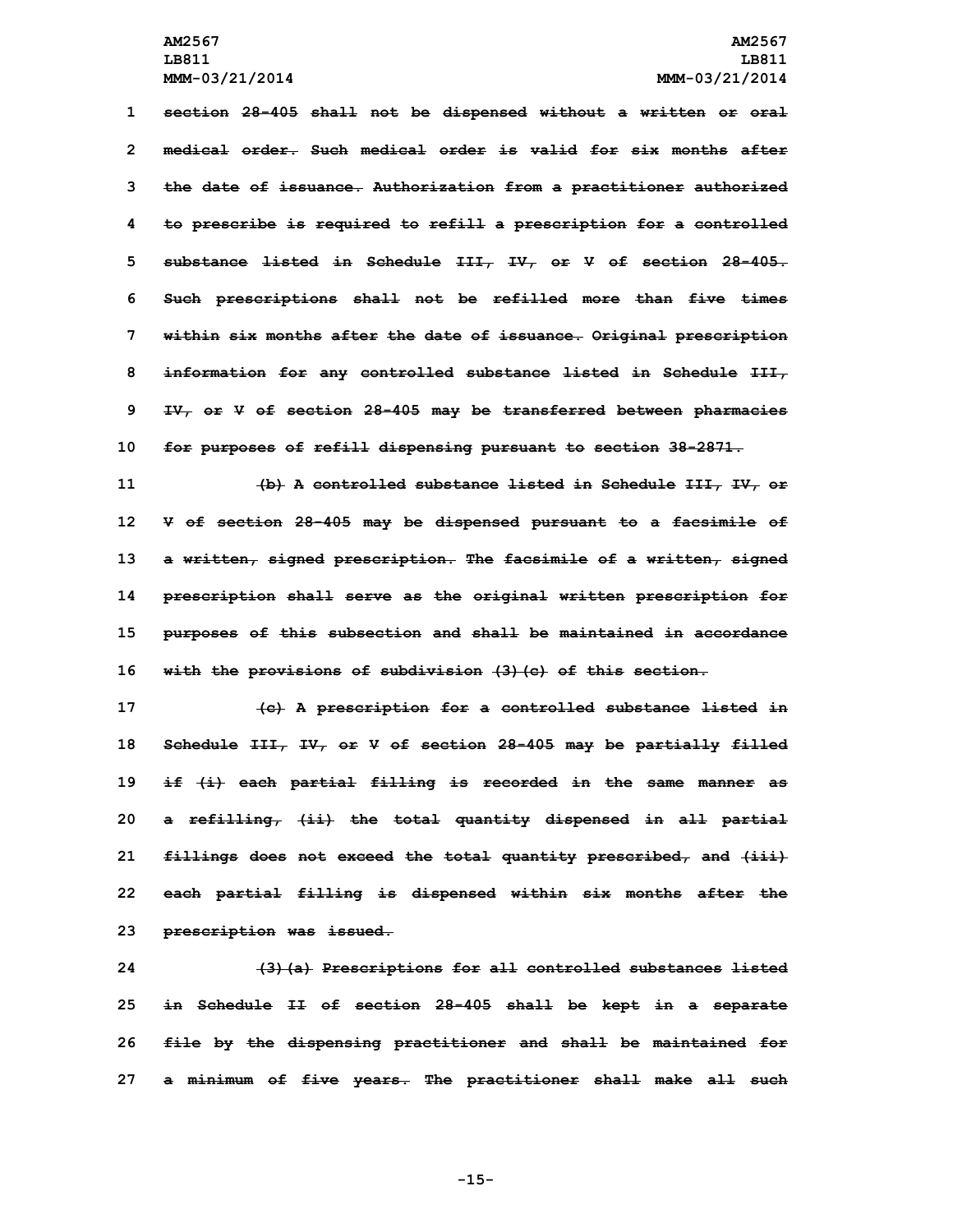section 28-405 shall not be dispensed without a written or oral medical order. Such medical order is valid for six months after the date of issuance. Authorization from a practitioner authorized to prescribe is required to refill a prescription for a controlled substance listed in Schedule III, IV, or V of section 28-405. Such prescriptions shall not be refilled more than five times within six months after the date of issuance. Original prescription information for any controlled substance listed in Schedule III, IV, or V of section 28-405 may be transferred between pharmacies for purposes of refill dispensing pursuant to section 38-2871.

(b) A controlled substance listed in Schedule III, IV, or V of section 28-405 may be dispensed pursuant to a facsimile of a written, signed prescription. The facsimile of a written, signed prescription shall serve as the original written prescription for purposes of this subsection and shall be maintained in accordance with the provisions of subdivision (3)(c) of this section.

(c) A prescription for a controlled substance listed in Schedule III, IV, or V of section 28-405 may be partially filled if (i) each partial filling is recorded in the same manner as a refilling, (ii) the total quantity dispensed in all partial fillings does not exceed the total quantity prescribed, and (iii) each partial filling is dispensed within six months after the prescription was issued.

(3)(a) Prescriptions for all controlled substances listed in Schedule II of section 28-405 shall be kept in a separate file by the dispensing practitioner and shall be maintained for a minimum of five years. The practitioner shall make all such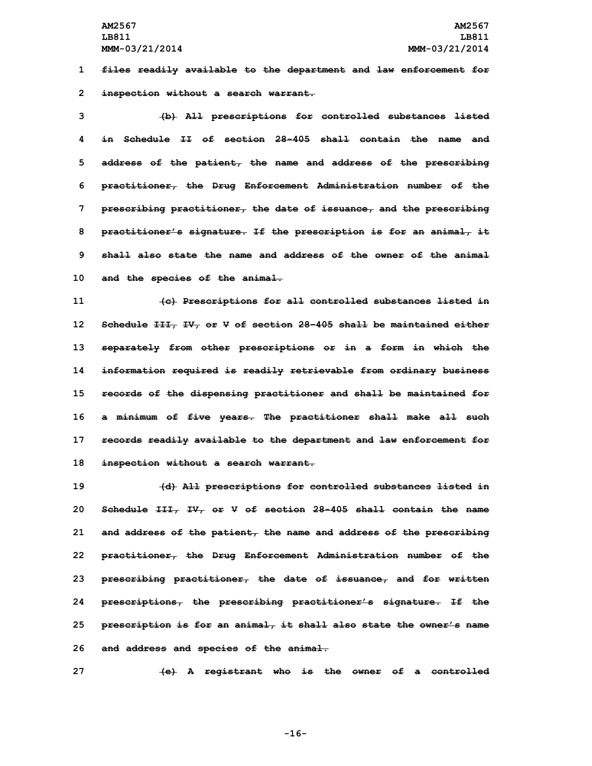~~files readily available to the department and law enforcement for inspection without a search warrant.~~

~~(b) All prescriptions for controlled substances listed in Schedule II of section 28-405 shall contain the name and address of the patient, the name and address of the prescribing practitioner, the Drug Enforcement Administration number of the prescribing practitioner, the date of issuance, and the prescribing practitioner's signature. If the prescription is for an animal, it shall also state the name and address of the owner of the animal and the species of the animal.~~

~~(c) Prescriptions for all controlled substances listed in Schedule III, IV, or V of section 28-405 shall be maintained either separately from other prescriptions or in a form in which the information required is readily retrievable from ordinary business records of the dispensing practitioner and shall be maintained for a minimum of five years. The practitioner shall make all such records readily available to the department and law enforcement for inspection without a search warrant.~~

~~(d) All prescriptions for controlled substances listed in Schedule III, IV, or V of section 28-405 shall contain the name and address of the patient, the name and address of the prescribing practitioner, the Drug Enforcement Administration number of the prescribing practitioner, the date of issuance, and for written prescriptions, the prescribing practitioner's signature. If the prescription is for an animal, it shall also state the owner's name and address and species of the animal.~~

~~(e) A registrant who is the owner of a controlled~~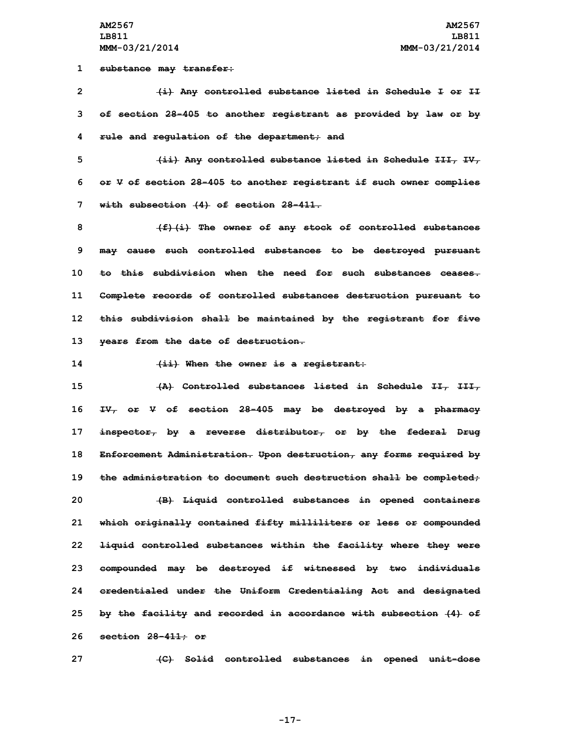~~substance may transfer:~~

~~(i) Any controlled substance listed in Schedule I or II of section 28-405 to another registrant as provided by law or by rule and regulation of the department; and~~

~~(ii) Any controlled substance listed in Schedule III, IV, or V of section 28-405 to another registrant if such owner complies with subsection (4) of section 28-411.~~

~~(f)(i) The owner of any stock of controlled substances may cause such controlled substances to be destroyed pursuant to this subdivision when the need for such substances ceases. Complete records of controlled substances destruction pursuant to this subdivision shall be maintained by the registrant for five years from the date of destruction.~~

~~(ii) When the owner is a registrant:~~

~~(A) Controlled substances listed in Schedule II, III, IV, or V of section 28-405 may be destroyed by a pharmacy inspector, by a reverse distributor, or by the federal Drug Enforcement Administration. Upon destruction, any forms required by the administration to document such destruction shall be completed;~~

~~(B) Liquid controlled substances in opened containers which originally contained fifty milliliters or less or compounded liquid controlled substances within the facility where they were compounded may be destroyed if witnessed by two individuals credentialed under the Uniform Credentialing Act and designated by the facility and recorded in accordance with subsection (4) of section 28-411; or~~

~~(C) Solid controlled substances in opened unit-dose~~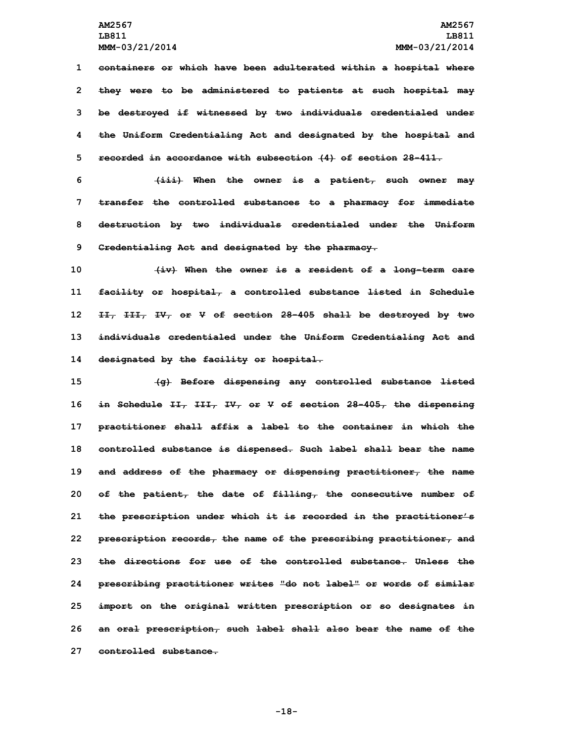~~containers or which have been adulterated within a hospital where they were to be administered to patients at such hospital may be destroyed if witnessed by two individuals credentialed under the Uniform Credentialing Act and designated by the hospital and recorded in accordance with subsection (4) of section 28-411.~~

~~(iii) When the owner is a patient, such owner may transfer the controlled substances to a pharmacy for immediate destruction by two individuals credentialed under the Uniform Credentialing Act and designated by the pharmacy.~~

~~(iv) When the owner is a resident of a long-term care facility or hospital, a controlled substance listed in Schedule II, III, IV, or V of section 28-405 shall be destroyed by two individuals credentialed under the Uniform Credentialing Act and designated by the facility or hospital.~~

~~(g) Before dispensing any controlled substance listed in Schedule II, III, IV, or V of section 28-405, the dispensing practitioner shall affix a label to the container in which the controlled substance is dispensed. Such label shall bear the name and address of the pharmacy or dispensing practitioner, the name of the patient, the date of filling, the consecutive number of the prescription under which it is recorded in the practitioner's prescription records, the name of the prescribing practitioner, and the directions for use of the controlled substance. Unless the prescribing practitioner writes "do not label" or words of similar import on the original written prescription or so designates in an oral prescription, such label shall also bear the name of the controlled substance.~~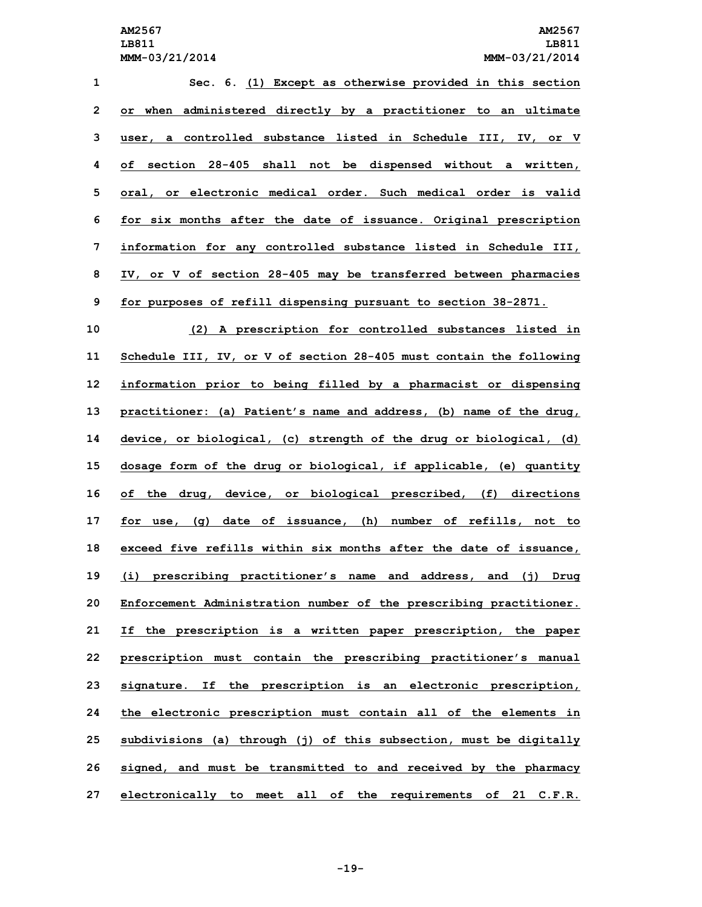Sec. 6. (1) Except as otherwise provided in this section or when administered directly by a practitioner to an ultimate user, a controlled substance listed in Schedule III, IV, or V of section 28-405 shall not be dispensed without a written, oral, or electronic medical order. Such medical order is valid for six months after the date of issuance. Original prescription information for any controlled substance listed in Schedule III, IV, or V of section 28-405 may be transferred between pharmacies for purposes of refill dispensing pursuant to section 38-2871.

(2) A prescription for controlled substances listed in Schedule III, IV, or V of section 28-405 must contain the following information prior to being filled by a pharmacist or dispensing practitioner: (a) Patient's name and address, (b) name of the drug, device, or biological, (c) strength of the drug or biological, (d) dosage form of the drug or biological, if applicable, (e) quantity of the drug, device, or biological prescribed, (f) directions for use, (g) date of issuance, (h) number of refills, not to exceed five refills within six months after the date of issuance, (i) prescribing practitioner's name and address, and (j) Drug Enforcement Administration number of the prescribing practitioner. If the prescription is a written paper prescription, the paper prescription must contain the prescribing practitioner's manual signature. If the prescription is an electronic prescription, the electronic prescription must contain all of the elements in subdivisions (a) through (j) of this subsection, must be digitally signed, and must be transmitted to and received by the pharmacy electronically to meet all of the requirements of 21 C.F.R.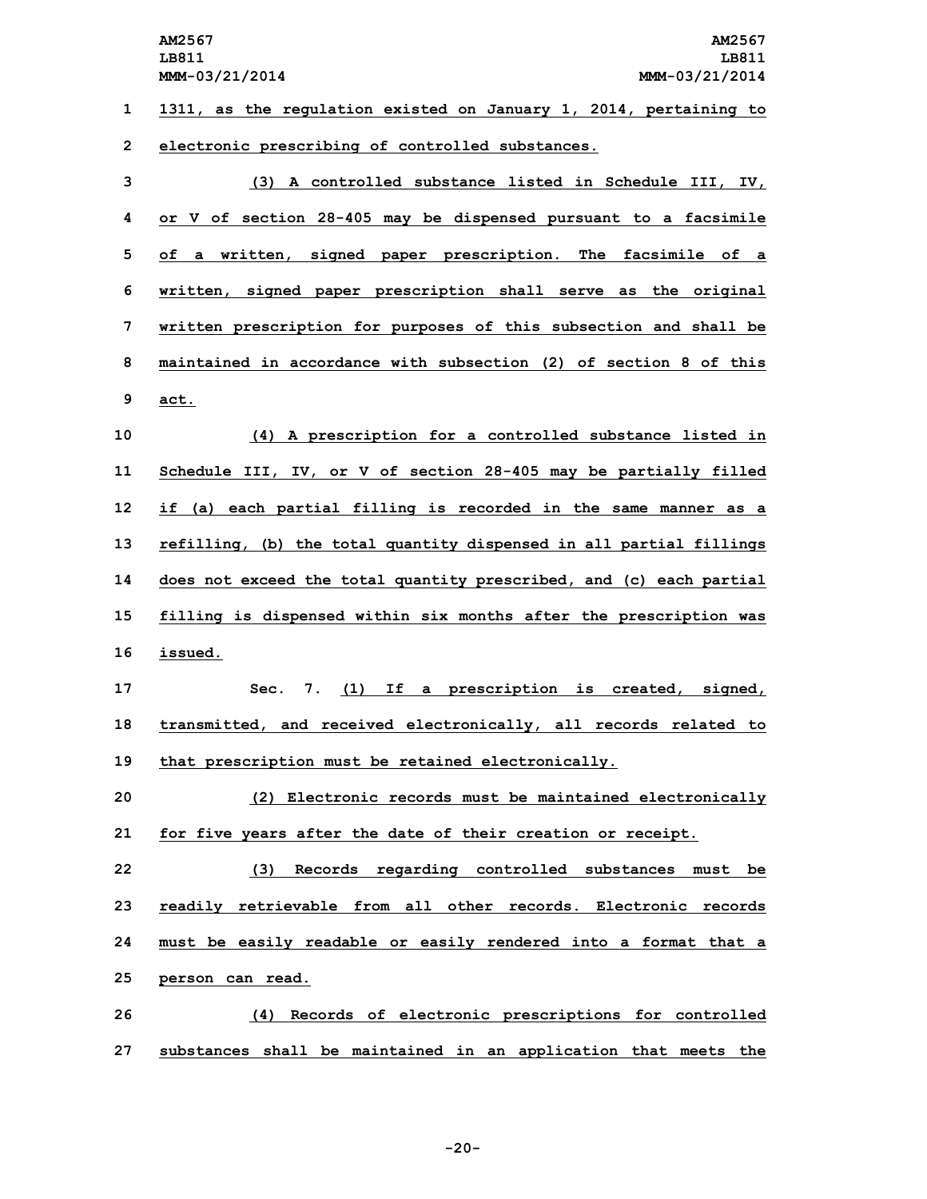1311, as the regulation existed on January 1, 2014, pertaining to electronic prescribing of controlled substances.

(3) A controlled substance listed in Schedule III, IV, or V of section 28-405 may be dispensed pursuant to a facsimile of a written, signed paper prescription. The facsimile of a written, signed paper prescription shall serve as the original written prescription for purposes of this subsection and shall be maintained in accordance with subsection (2) of section 8 of this act.

(4) A prescription for a controlled substance listed in Schedule III, IV, or V of section 28-405 may be partially filled if (a) each partial filling is recorded in the same manner as a refilling, (b) the total quantity dispensed in all partial fillings does not exceed the total quantity prescribed, and (c) each partial filling is dispensed within six months after the prescription was issued.

Sec. 7. (1) If a prescription is created, signed, transmitted, and received electronically, all records related to that prescription must be retained electronically.

(2) Electronic records must be maintained electronically for five years after the date of their creation or receipt.

(3) Records regarding controlled substances must be readily retrievable from all other records. Electronic records must be easily readable or easily rendered into a format that a person can read.

(4) Records of electronic prescriptions for controlled substances shall be maintained in an application that meets the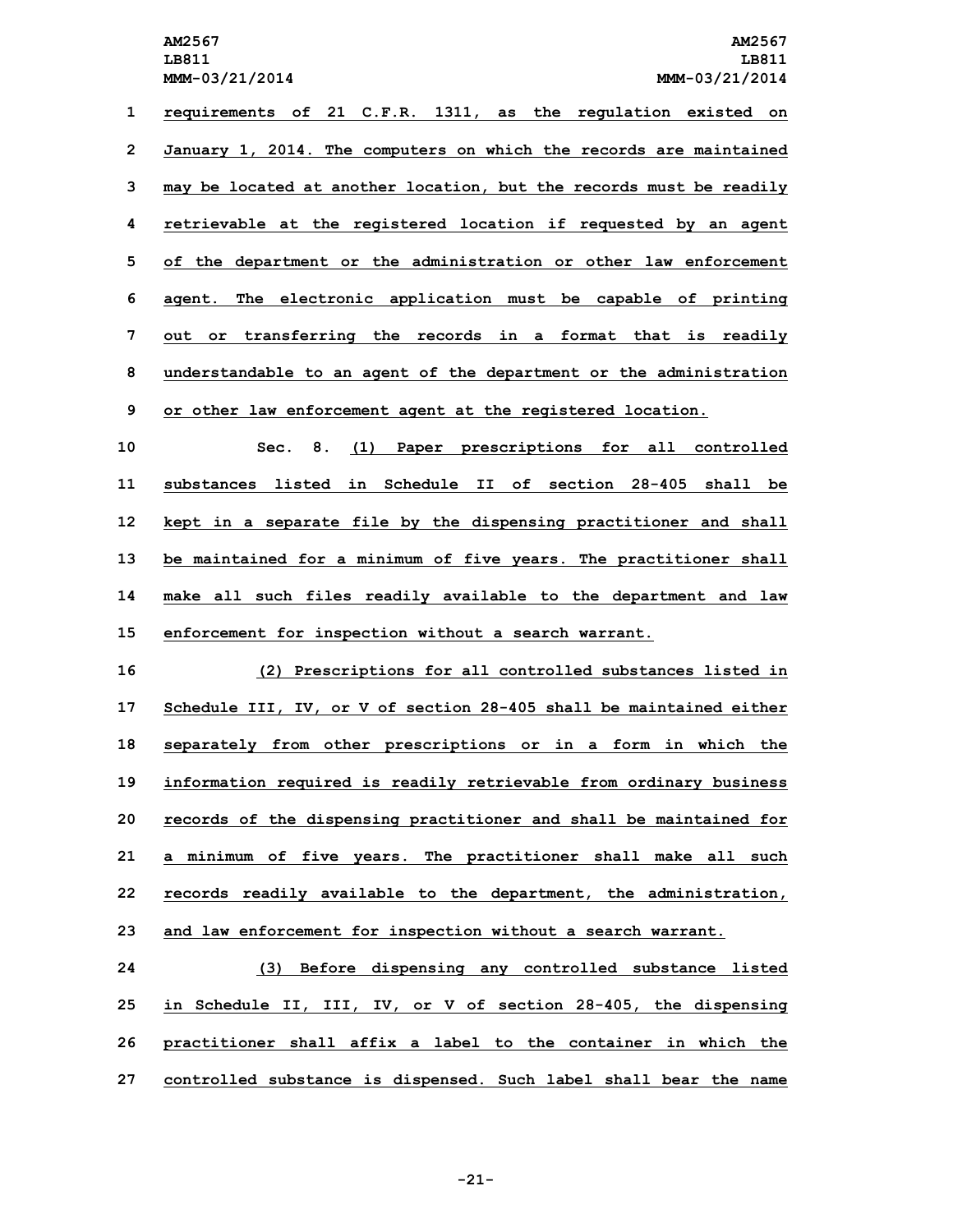requirements of 21 C.F.R. 1311, as the regulation existed on January 1, 2014. The computers on which the records are maintained may be located at another location, but the records must be readily retrievable at the registered location if requested by an agent of the department or the administration or other law enforcement agent. The electronic application must be capable of printing out or transferring the records in a format that is readily understandable to an agent of the department or the administration or other law enforcement agent at the registered location.

Sec. 8. (1) Paper prescriptions for all controlled substances listed in Schedule II of section 28-405 shall be kept in a separate file by the dispensing practitioner and shall be maintained for a minimum of five years. The practitioner shall make all such files readily available to the department and law enforcement for inspection without a search warrant.

(2) Prescriptions for all controlled substances listed in Schedule III, IV, or V of section 28-405 shall be maintained either separately from other prescriptions or in a form in which the information required is readily retrievable from ordinary business records of the dispensing practitioner and shall be maintained for a minimum of five years. The practitioner shall make all such records readily available to the department, the administration, and law enforcement for inspection without a search warrant.

(3) Before dispensing any controlled substance listed in Schedule II, III, IV, or V of section 28-405, the dispensing practitioner shall affix a label to the container in which the controlled substance is dispensed. Such label shall bear the name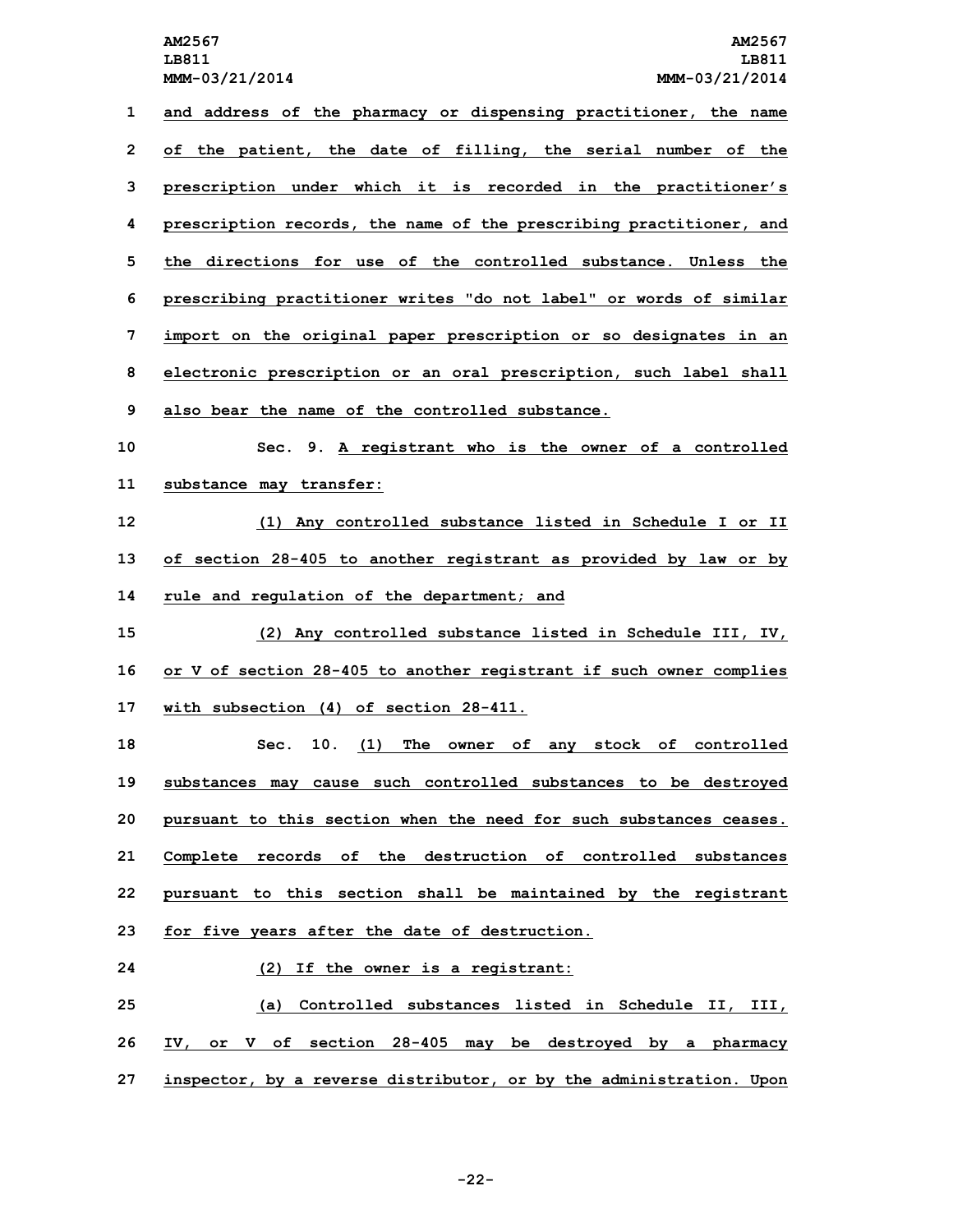and address of the pharmacy or dispensing practitioner, the name of the patient, the date of filling, the serial number of the prescription under which it is recorded in the practitioner's prescription records, the name of the prescribing practitioner, and the directions for use of the controlled substance. Unless the prescribing practitioner writes "do not label" or words of similar import on the original paper prescription or so designates in an electronic prescription or an oral prescription, such label shall also bear the name of the controlled substance.

Sec. 9. A registrant who is the owner of a controlled substance may transfer:

(1) Any controlled substance listed in Schedule I or II of section 28-405 to another registrant as provided by law or by rule and regulation of the department; and

(2) Any controlled substance listed in Schedule III, IV, or V of section 28-405 to another registrant if such owner complies with subsection (4) of section 28-411.

Sec. 10. (1) The owner of any stock of controlled substances may cause such controlled substances to be destroyed pursuant to this section when the need for such substances ceases. Complete records of the destruction of controlled substances pursuant to this section shall be maintained by the registrant for five years after the date of destruction.

(2) If the owner is a registrant:

(a) Controlled substances listed in Schedule II, III, IV, or V of section 28-405 may be destroyed by a pharmacy inspector, by a reverse distributor, or by the administration. Upon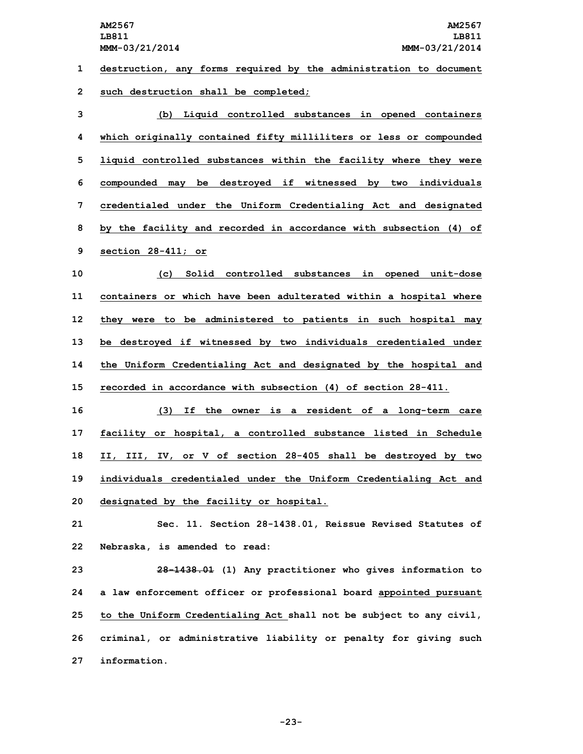destruction, any forms required by the administration to document such destruction shall be completed;

(b) Liquid controlled substances in opened containers which originally contained fifty milliliters or less or compounded liquid controlled substances within the facility where they were compounded may be destroyed if witnessed by two individuals credentialed under the Uniform Credentialing Act and designated by the facility and recorded in accordance with subsection (4) of section 28-411; or

(c) Solid controlled substances in opened unit-dose containers or which have been adulterated within a hospital where they were to be administered to patients in such hospital may be destroyed if witnessed by two individuals credentialed under the Uniform Credentialing Act and designated by the hospital and recorded in accordance with subsection (4) of section 28-411.

(3) If the owner is a resident of a long-term care facility or hospital, a controlled substance listed in Schedule II, III, IV, or V of section 28-405 shall be destroyed by two individuals credentialed under the Uniform Credentialing Act and designated by the facility or hospital.

Sec. 11. Section 28-1438.01, Reissue Revised Statutes of Nebraska, is amended to read:

~~28-1438.01~~ (1) Any practitioner who gives information to a law enforcement officer or professional board appointed pursuant to the Uniform Credentialing Act shall not be subject to any civil, criminal, or administrative liability or penalty for giving such information.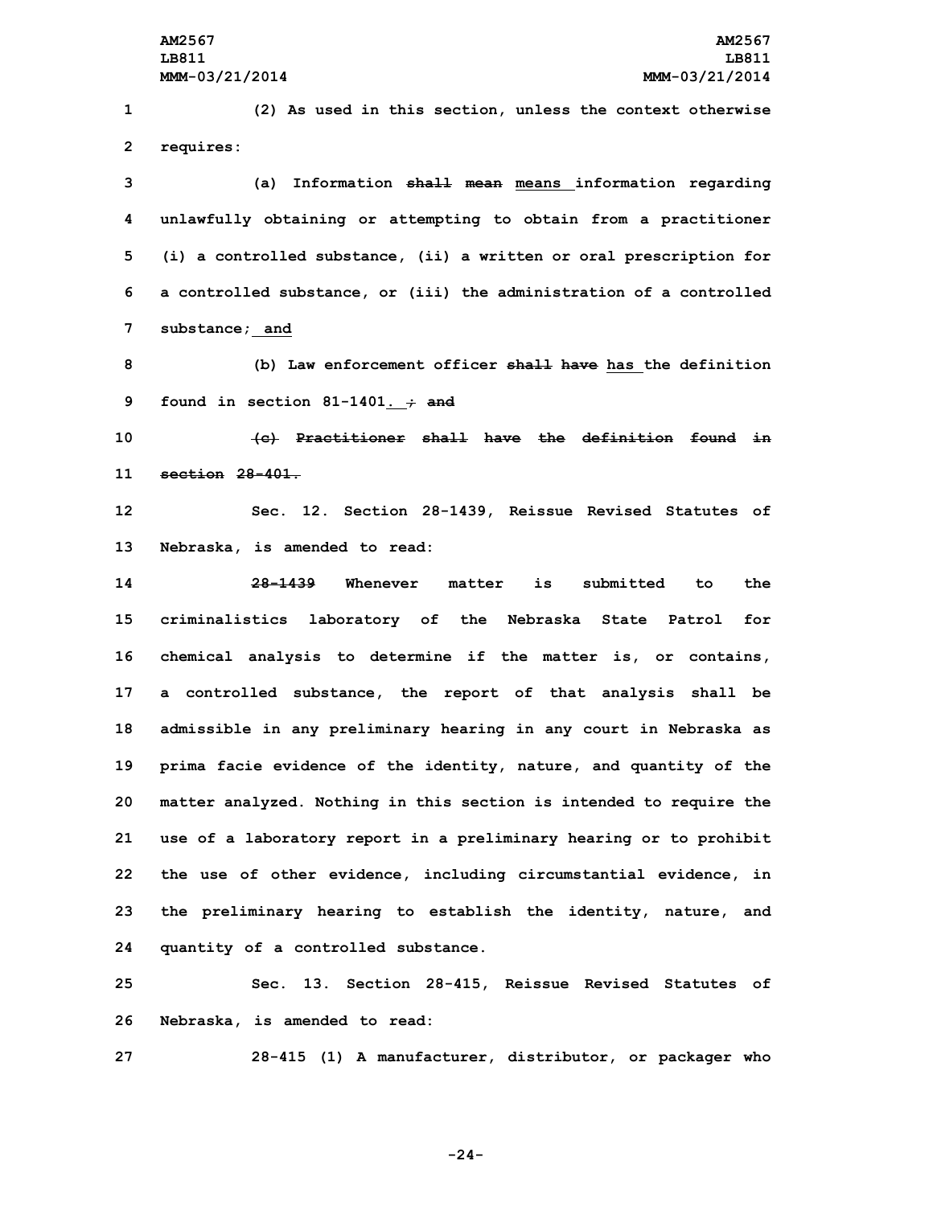(2) As used in this section, unless the context otherwise requires:

(a) Information ~~shall mean~~ means information regarding unlawfully obtaining or attempting to obtain from a practitioner (i) a controlled substance, (ii) a written or oral prescription for a controlled substance, or (iii) the administration of a controlled substance; and

(b) Law enforcement officer ~~shall have~~ has the definition found in section 81-1401. ~~; and~~

~~(c) Practitioner shall have the definition found in section 28-401.~~

Sec. 12. Section 28-1439, Reissue Revised Statutes of Nebraska, is amended to read:

~~28-1439~~ Whenever matter is submitted to the criminalistics laboratory of the Nebraska State Patrol for chemical analysis to determine if the matter is, or contains, a controlled substance, the report of that analysis shall be admissible in any preliminary hearing in any court in Nebraska as prima facie evidence of the identity, nature, and quantity of the matter analyzed. Nothing in this section is intended to require the use of a laboratory report in a preliminary hearing or to prohibit the use of other evidence, including circumstantial evidence, in the preliminary hearing to establish the identity, nature, and quantity of a controlled substance.

Sec. 13. Section 28-415, Reissue Revised Statutes of Nebraska, is amended to read:

28-415 (1) A manufacturer, distributor, or packager who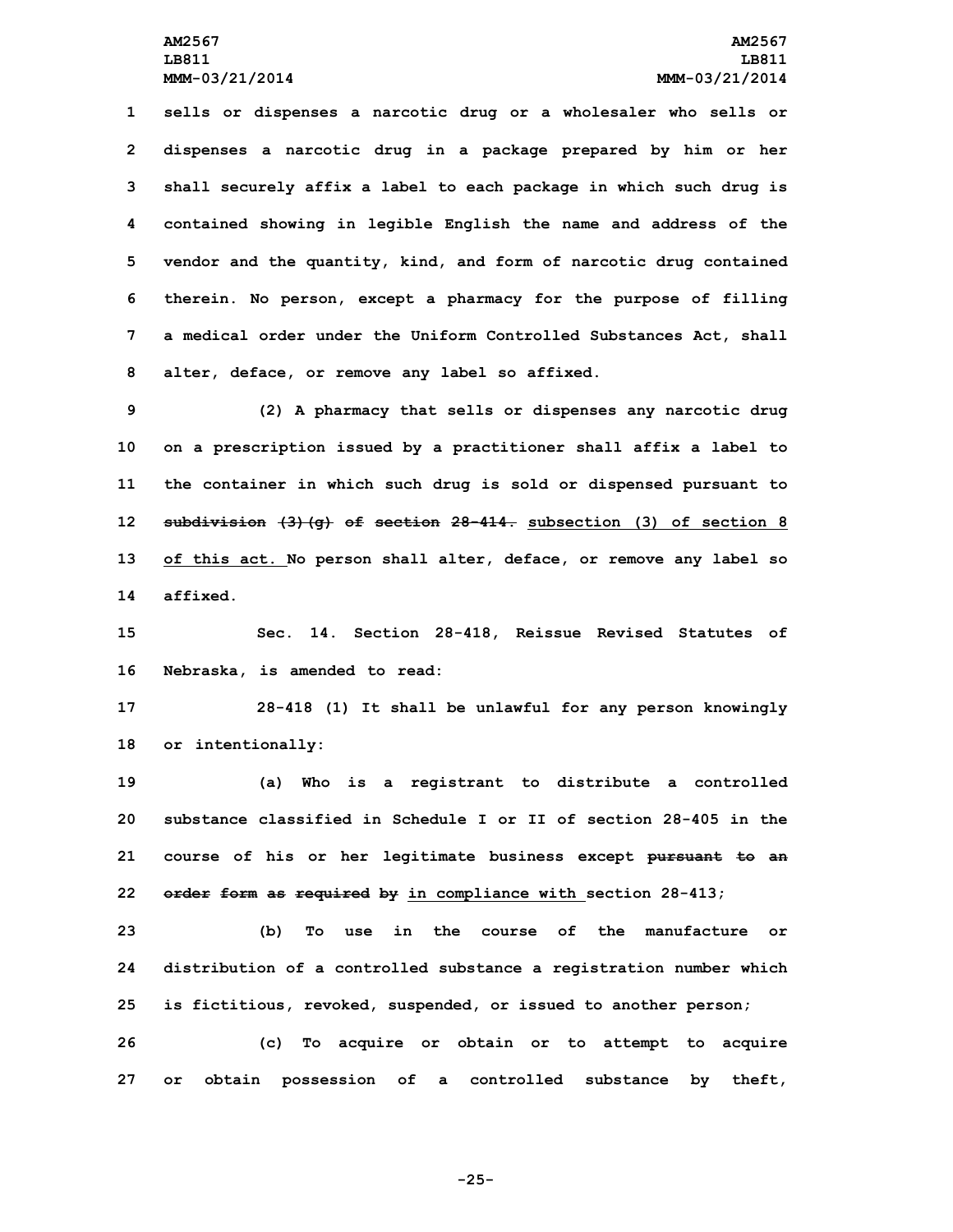sells or dispenses a narcotic drug or a wholesaler who sells or dispenses a narcotic drug in a package prepared by him or her shall securely affix a label to each package in which such drug is contained showing in legible English the name and address of the vendor and the quantity, kind, and form of narcotic drug contained therein. No person, except a pharmacy for the purpose of filling a medical order under the Uniform Controlled Substances Act, shall alter, deface, or remove any label so affixed.

(2) A pharmacy that sells or dispenses any narcotic drug on a prescription issued by a practitioner shall affix a label to the container in which such drug is sold or dispensed pursuant to ~~subdivision (3)(g) of section 28-414.~~ <u>subsection (3) of section 8 of this act.</u> No person shall alter, deface, or remove any label so affixed.

Sec. 14. Section 28-418, Reissue Revised Statutes of Nebraska, is amended to read:

28-418 (1) It shall be unlawful for any person knowingly or intentionally:

(a) Who is a registrant to distribute a controlled substance classified in Schedule I or II of section 28-405 in the course of his or her legitimate business except ~~pursuant to an order form as required by~~ <u>in compliance with</u> section 28-413;

(b) To use in the course of the manufacture or distribution of a controlled substance a registration number which is fictitious, revoked, suspended, or issued to another person;

(c) To acquire or obtain or to attempt to acquire or obtain possession of a controlled substance by theft,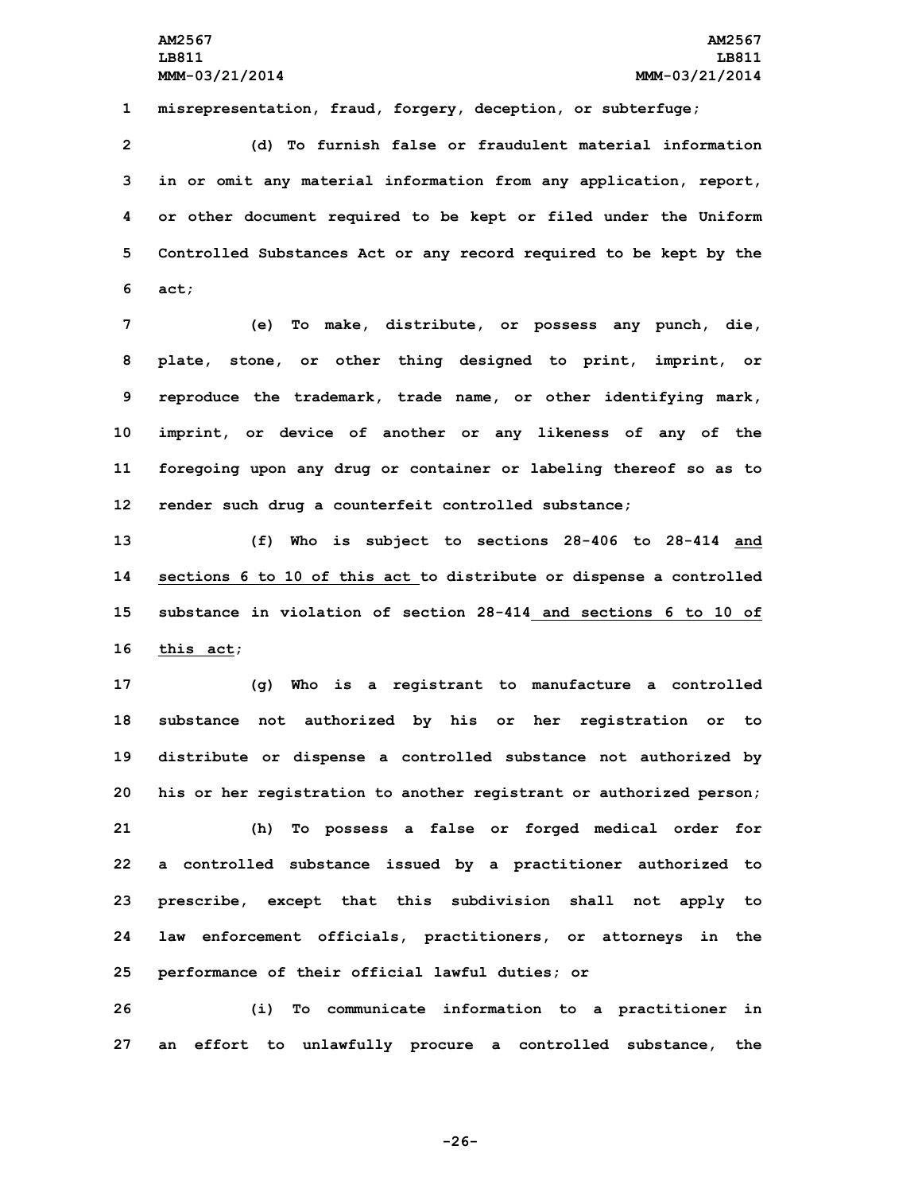misrepresentation, fraud, forgery, deception, or subterfuge;

(d) To furnish false or fraudulent material information in or omit any material information from any application, report, or other document required to be kept or filed under the Uniform Controlled Substances Act or any record required to be kept by the act;

(e) To make, distribute, or possess any punch, die, plate, stone, or other thing designed to print, imprint, or reproduce the trademark, trade name, or other identifying mark, imprint, or device of another or any likeness of any of the foregoing upon any drug or container or labeling thereof so as to render such drug a counterfeit controlled substance;

(f) Who is subject to sections 28-406 to 28-414 and sections 6 to 10 of this act to distribute or dispense a controlled substance in violation of section 28-414 and sections 6 to 10 of this act;

(g) Who is a registrant to manufacture a controlled substance not authorized by his or her registration or to distribute or dispense a controlled substance not authorized by his or her registration to another registrant or authorized person;

(h) To possess a false or forged medical order for a controlled substance issued by a practitioner authorized to prescribe, except that this subdivision shall not apply to law enforcement officials, practitioners, or attorneys in the performance of their official lawful duties; or

(i) To communicate information to a practitioner in an effort to unlawfully procure a controlled substance, the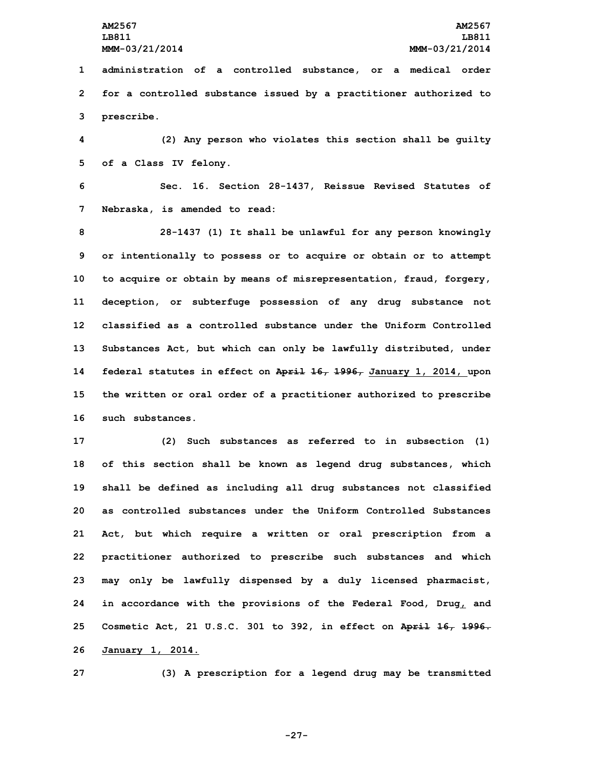administration of a controlled substance, or a medical order for a controlled substance issued by a practitioner authorized to prescribe.

(2) Any person who violates this section shall be guilty of a Class IV felony.

Sec. 16. Section 28-1437, Reissue Revised Statutes of Nebraska, is amended to read:

28-1437 (1) It shall be unlawful for any person knowingly or intentionally to possess or to acquire or obtain or to attempt to acquire or obtain by means of misrepresentation, fraud, forgery, deception, or subterfuge possession of any drug substance not classified as a controlled substance under the Uniform Controlled Substances Act, but which can only be lawfully distributed, under federal statutes in effect on ~~April 16, 1996,~~ January 1, 2014, upon the written or oral order of a practitioner authorized to prescribe such substances.

(2) Such substances as referred to in subsection (1) of this section shall be known as legend drug substances, which shall be defined as including all drug substances not classified as controlled substances under the Uniform Controlled Substances Act, but which require a written or oral prescription from a practitioner authorized to prescribe such substances and which may only be lawfully dispensed by a duly licensed pharmacist, in accordance with the provisions of the Federal Food, Drug, and Cosmetic Act, 21 U.S.C. 301 to 392, in effect on ~~April 16, 1996.~~ January 1, 2014.

(3) A prescription for a legend drug may be transmitted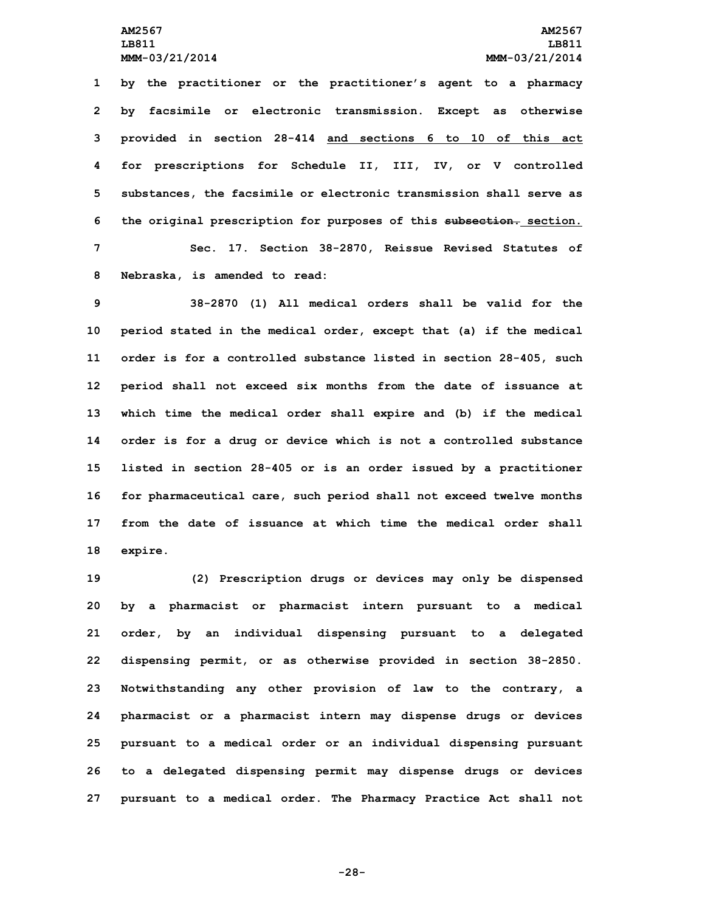by the practitioner or the practitioner's agent to a pharmacy by facsimile or electronic transmission. Except as otherwise provided in section 28-414 and sections 6 to 10 of this act for prescriptions for Schedule II, III, IV, or V controlled substances, the facsimile or electronic transmission shall serve as the original prescription for purposes of this ~~subsection.~~ section.

Sec. 17. Section 38-2870, Reissue Revised Statutes of Nebraska, is amended to read:

38-2870 (1) All medical orders shall be valid for the period stated in the medical order, except that (a) if the medical order is for a controlled substance listed in section 28-405, such period shall not exceed six months from the date of issuance at which time the medical order shall expire and (b) if the medical order is for a drug or device which is not a controlled substance listed in section 28-405 or is an order issued by a practitioner for pharmaceutical care, such period shall not exceed twelve months from the date of issuance at which time the medical order shall expire.

(2) Prescription drugs or devices may only be dispensed by a pharmacist or pharmacist intern pursuant to a medical order, by an individual dispensing pursuant to a delegated dispensing permit, or as otherwise provided in section 38-2850. Notwithstanding any other provision of law to the contrary, a pharmacist or a pharmacist intern may dispense drugs or devices pursuant to a medical order or an individual dispensing pursuant to a delegated dispensing permit may dispense drugs or devices pursuant to a medical order. The Pharmacy Practice Act shall not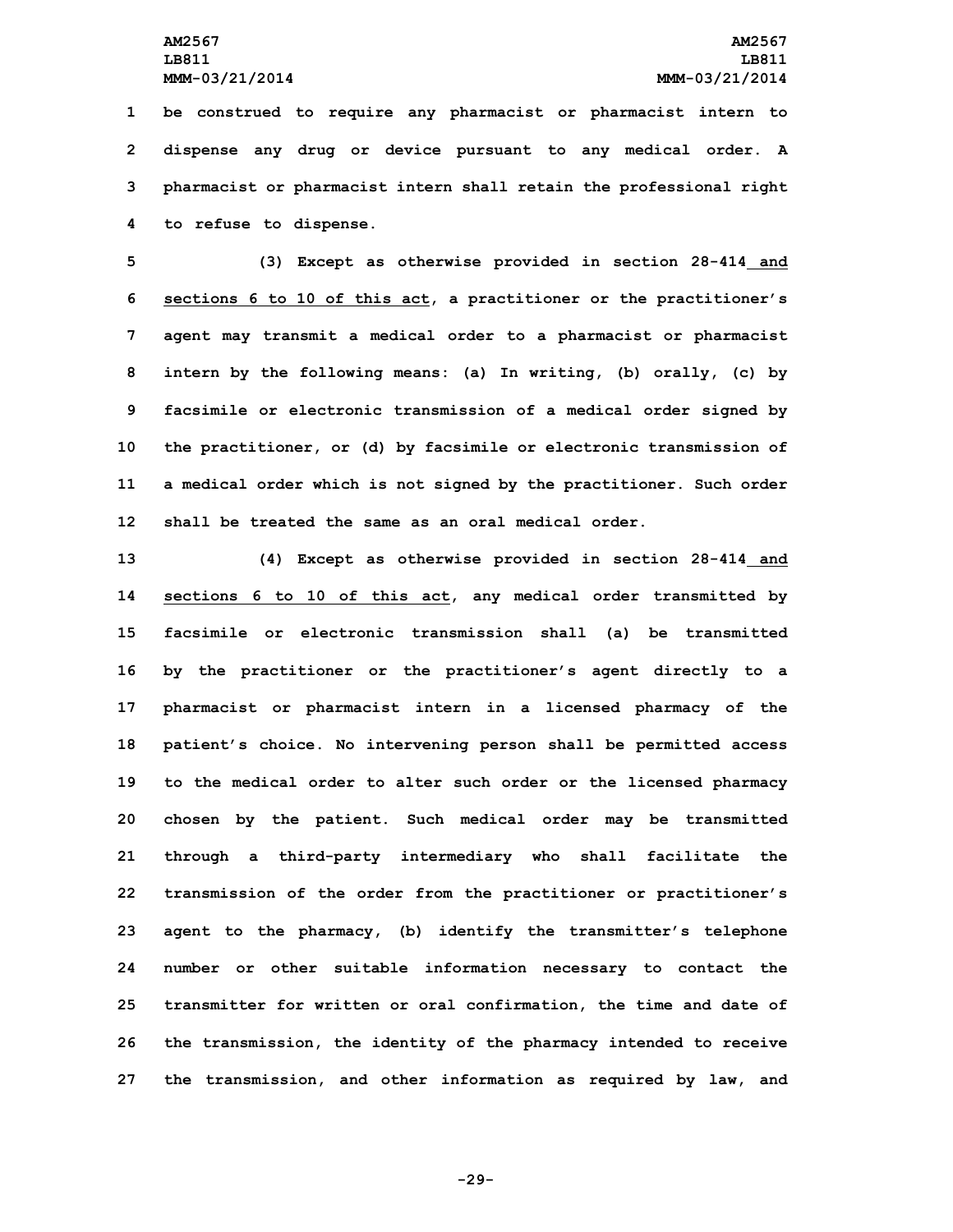be construed to require any pharmacist or pharmacist intern to dispense any drug or device pursuant to any medical order. A pharmacist or pharmacist intern shall retain the professional right to refuse to dispense.

(3) Except as otherwise provided in section 28-414 and sections 6 to 10 of this act, a practitioner or the practitioner's agent may transmit a medical order to a pharmacist or pharmacist intern by the following means: (a) In writing, (b) orally, (c) by facsimile or electronic transmission of a medical order signed by the practitioner, or (d) by facsimile or electronic transmission of a medical order which is not signed by the practitioner. Such order shall be treated the same as an oral medical order.

(4) Except as otherwise provided in section 28-414 and sections 6 to 10 of this act, any medical order transmitted by facsimile or electronic transmission shall (a) be transmitted by the practitioner or the practitioner's agent directly to a pharmacist or pharmacist intern in a licensed pharmacy of the patient's choice. No intervening person shall be permitted access to the medical order to alter such order or the licensed pharmacy chosen by the patient. Such medical order may be transmitted through a third-party intermediary who shall facilitate the transmission of the order from the practitioner or practitioner's agent to the pharmacy, (b) identify the transmitter's telephone number or other suitable information necessary to contact the transmitter for written or oral confirmation, the time and date of the transmission, the identity of the pharmacy intended to receive the transmission, and other information as required by law, and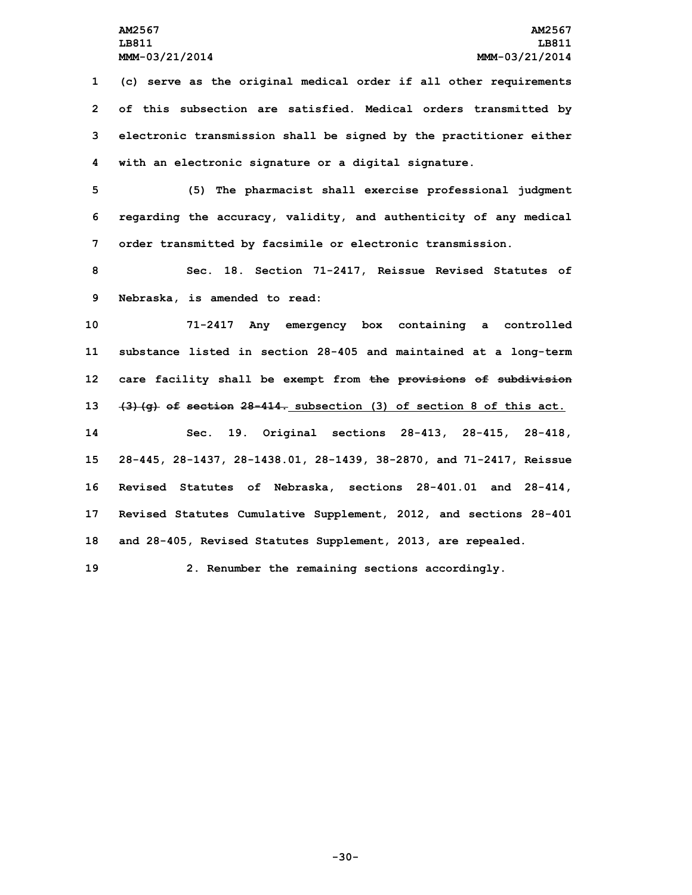(c) serve as the original medical order if all other requirements of this subsection are satisfied. Medical orders transmitted by electronic transmission shall be signed by the practitioner either with an electronic signature or a digital signature.

(5) The pharmacist shall exercise professional judgment regarding the accuracy, validity, and authenticity of any medical order transmitted by facsimile or electronic transmission.

Sec. 18. Section 71-2417, Reissue Revised Statutes of Nebraska, is amended to read:

71-2417 Any emergency box containing a controlled substance listed in section 28-405 and maintained at a long-term care facility shall be exempt from ~~the provisions of subdivision (3)(g) of section 28-414.~~ subsection (3) of section 8 of this act.

Sec. 19. Original sections 28-413, 28-415, 28-418, 28-445, 28-1437, 28-1438.01, 28-1439, 38-2870, and 71-2417, Reissue Revised Statutes of Nebraska, sections 28-401.01 and 28-414, Revised Statutes Cumulative Supplement, 2012, and sections 28-401 and 28-405, Revised Statutes Supplement, 2013, are repealed.

2. Renumber the remaining sections accordingly.